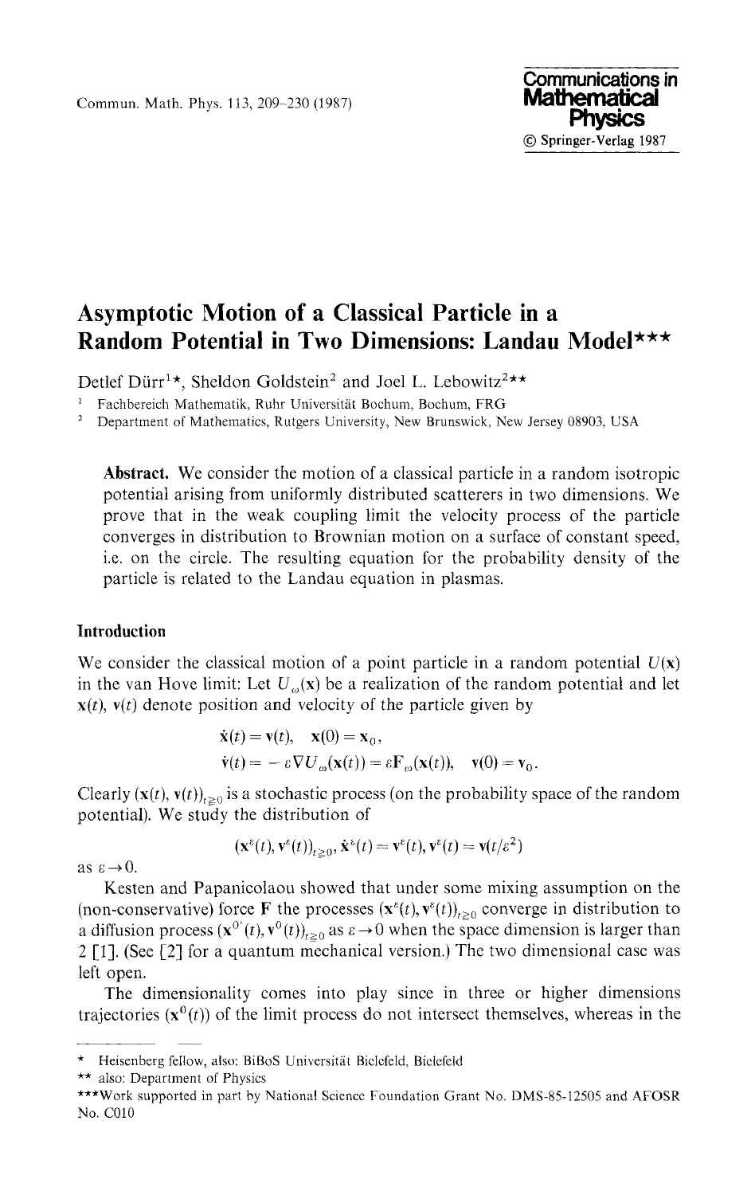# Asymptotic Motion of a Classical Particle in a Random Potential in Two Dimensions: Landau Model***

Detlef Dürr[1]*, Sheldon Goldstein[2] and Joel L. Lebowitz[2]**

[1] Fachbereich Mathematik, Ruhr Universität Bochum, Bochum, FRG

[2] Department of Mathematics, Rutgers University, New Brunswick, New Jersey 08903, USA

**Abstract.** We consider the motion of a classical particle in a random isotropic potential arising from uniformly distributed scatterers in two dimensions. We prove that in the weak coupling limit the velocity process of the particle converges in distribution to Brownian motion on a surface of constant speed, i.e. on the circle. The resulting equation for the probability density of the particle is related to the Landau equation in plasmas.

## Introduction

We consider the classical motion of a point particle in a random potential $U(\mathbf{x})$ in the van Hove limit: Let $U_\omega(\mathbf{x})$ be a realization of the random potential and let $\mathbf{x}(t)$, $\mathbf{v}(t)$ denote position and velocity of the particle given by

$$\dot{\mathbf{x}}(t) = \mathbf{v}(t), \quad \mathbf{x}(0) = \mathbf{x}_0,$$
$$\dot{\mathbf{v}}(t) = -\varepsilon \nabla U_\omega(\mathbf{x}(t)) = \varepsilon \mathbf{F}_\omega(\mathbf{x}(t)), \quad \mathbf{v}(0) = \mathbf{v}_0.$$

Clearly $(\mathbf{x}(t), \mathbf{v}(t))_{t \geq 0}$ is a stochastic process (on the probability space of the random potential). We study the distribution of

$$(\mathbf{x}^\varepsilon(t), \mathbf{v}^\varepsilon(t))_{t \geq 0}, \dot{\mathbf{x}}^\varepsilon(t) = \mathbf{v}^\varepsilon(t), \mathbf{v}^\varepsilon(t) = \mathbf{v}(t/\varepsilon^2)$$

as $\varepsilon \to 0$.

Kesten and Papanicolaou showed that under some mixing assumption on the (non-conservative) force $\mathbf{F}$ the processes $(\mathbf{x}^\varepsilon(t), \mathbf{v}^\varepsilon(t))_{t \geq 0}$ converge in distribution to a diffusion process $(\mathbf{x}^{0'}(t), \mathbf{v}^0(t))_{t \geq 0}$ as $\varepsilon \to 0$ when the space dimension is larger than 2 [1]. (See [2] for a quantum mechanical version.) The two dimensional case was left open.

The dimensionality comes into play since in three or higher dimensions trajectories $(\mathbf{x}^0(t))$ of the limit process do not intersect themselves, whereas in the

---

* Heisenberg fellow, also: BiBoS Universität Bielefeld, Bielefeld

** also: Department of Physics

*** Work supported in part by National Science Foundation Grant No. DMS-85-12505 and AFOSR No. C010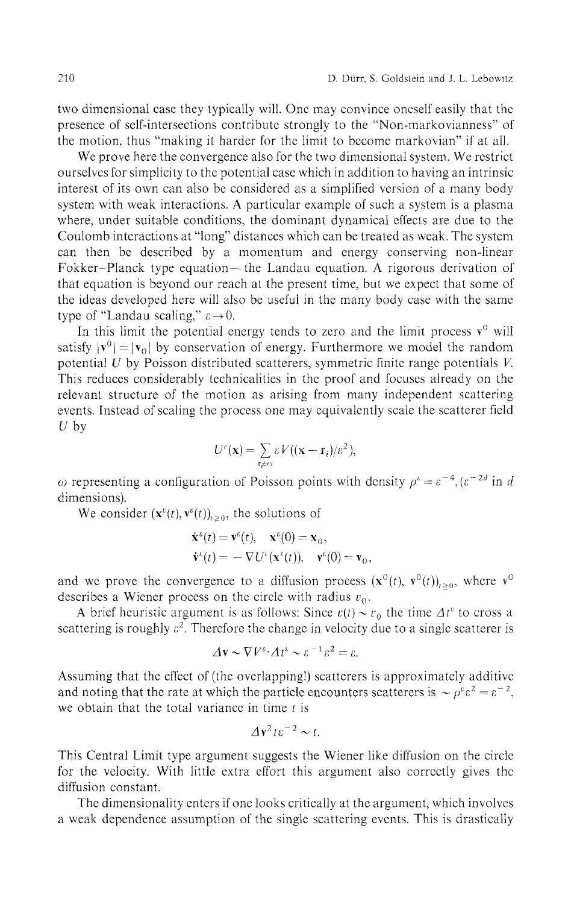two dimensional case they typically will. One may convince oneself easily that the presence of self-intersections contribute strongly to the "Non-markovianness" of the motion, thus "making it harder for the limit to become markovian" if at all.

We prove here the convergence also for the two dimensional system. We restrict ourselves for simplicity to the potential case which in addition to having an intrinsic interest of its own can also be considered as a simplified version of a many body system with weak interactions. A particular example of such a system is a plasma where, under suitable conditions, the dominant dynamical effects are due to the Coulomb interactions at "long" distances which can be treated as weak. The system can then be described by a momentum and energy conserving non-linear Fokker–Planck type equation—the Landau equation. A rigorous derivation of that equation is beyond our reach at the present time, but we expect that some of the ideas developed here will also be useful in the many body case with the same type of "Landau scaling," $\varepsilon \to 0$.

In this limit the potential energy tends to zero and the limit process $\mathbf{v}^0$ will satisfy $|\mathbf{v}^0| = |\mathbf{v}_0|$ by conservation of energy. Furthermore we model the random potential $U$ by Poisson distributed scatterers, symmetric finite range potentials $V$. This reduces considerably technicalities in the proof and focuses already on the relevant structure of the motion as arising from many independent scattering events. Instead of scaling the process one may equivalently scale the scatterer field $U$ by

$$U^\varepsilon(\mathbf{x}) = \sum_{\mathbf{r}_i \in \omega} \varepsilon V((\mathbf{x} - \mathbf{r}_i)/\varepsilon^2),$$

$\omega$ representing a configuration of Poisson points with density $\rho^\varepsilon = \varepsilon^{-4}$, ($\varepsilon^{-2d}$ in $d$ dimensions).

We consider $(\mathbf{x}^\varepsilon(t), \mathbf{v}^\varepsilon(t))_{t \geq 0}$, the solutions of

$$\dot{\mathbf{x}}^\varepsilon(t) = \mathbf{v}^\varepsilon(t), \quad \mathbf{x}^\varepsilon(0) = \mathbf{x}_0,$$

$$\dot{\mathbf{v}}^\varepsilon(t) = -\nabla U^\varepsilon(\mathbf{x}^\varepsilon(t)), \quad \mathbf{v}^\varepsilon(0) = \mathbf{v}_0,$$

and we prove the convergence to a diffusion process $(\mathbf{x}^0(t), \mathbf{v}^0(t))_{t \geq 0}$, where $\mathbf{v}^0$ describes a Wiener process on the circle with radius $v_0$.

A brief heuristic argument is as follows: Since $v(t) \sim v_0$ the time $\Delta t^\varepsilon$ to cross a scattering is roughly $\varepsilon^2$. Therefore the change in velocity due to a single scatterer is

$$\Delta \mathbf{v} \sim \nabla V^\varepsilon \cdot \Delta t^\varepsilon \sim \varepsilon^{-1} \varepsilon^2 = \varepsilon.$$

Assuming that the effect of (the overlapping!) scatterers is approximately additive and noting that the rate at which the particle encounters scatterers is $\sim \rho^\varepsilon \varepsilon^2 = \varepsilon^{-2}$, we obtain that the total variance in time $t$ is

$$\Delta \mathbf{v}^2 t \varepsilon^{-2} \sim t.$$

This Central Limit type argument suggests the Wiener like diffusion on the circle for the velocity. With little extra effort this argument also correctly gives the diffusion constant.

The dimensionality enters if one looks critically at the argument, which involves a weak dependence assumption of the single scattering events. This is drastically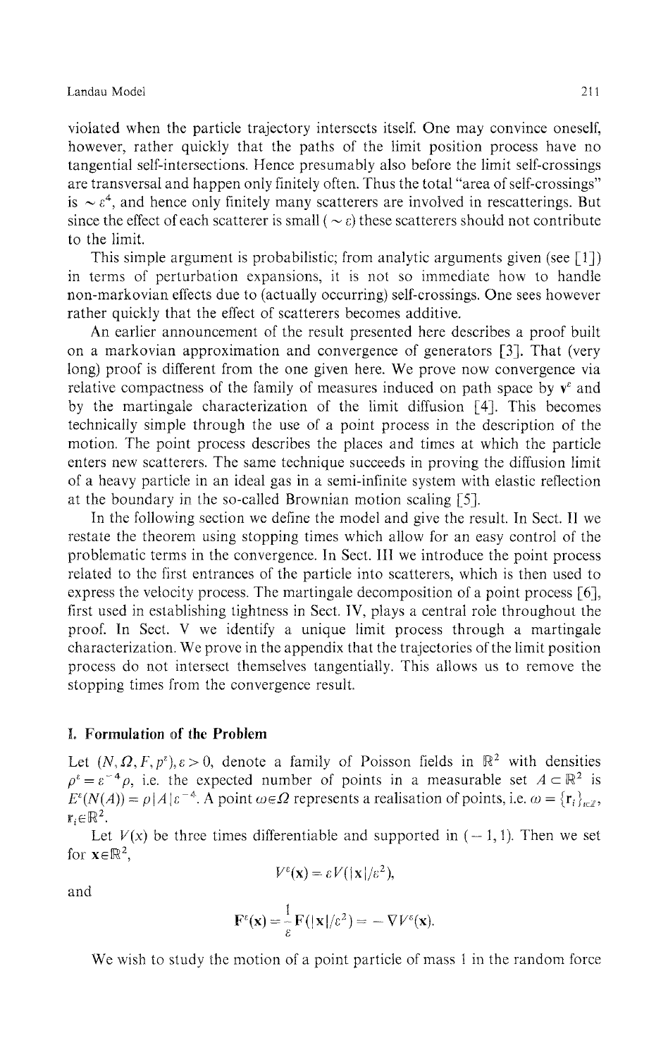violated when the particle trajectory intersects itself. One may convince oneself, however, rather quickly that the paths of the limit position process have no tangential self-intersections. Hence presumably also before the limit self-crossings are transversal and happen only finitely often. Thus the total "area of self-crossings" is $\sim \varepsilon^4$, and hence only finitely many scatterers are involved in rescatterings. But since the effect of each scatterer is small ($\sim \varepsilon$) these scatterers should not contribute to the limit.

This simple argument is probabilistic; from analytic arguments given (see [1]) in terms of perturbation expansions, it is not so immediate how to handle non-markovian effects due to (actually occurring) self-crossings. One sees however rather quickly that the effect of scatterers becomes additive.

An earlier announcement of the result presented here describes a proof built on a markovian approximation and convergence of generators [3]. That (very long) proof is different from the one given here. We prove now convergence via relative compactness of the family of measures induced on path space by $\mathbf{v}^\varepsilon$ and by the martingale characterization of the limit diffusion [4]. This becomes technically simple through the use of a point process in the description of the motion. The point process describes the places and times at which the particle enters new scatterers. The same technique succeeds in proving the diffusion limit of a heavy particle in an ideal gas in a semi-infinite system with elastic reflection at the boundary in the so-called Brownian motion scaling [5].

In the following section we define the model and give the result. In Sect. II we restate the theorem using stopping times which allow for an easy control of the problematic terms in the convergence. In Sect. III we introduce the point process related to the first entrances of the particle into scatterers, which is then used to express the velocity process. The martingale decomposition of a point process [6], first used in establishing tightness in Sect. IV, plays a central role throughout the proof. In Sect. V we identify a unique limit process through a martingale characterization. We prove in the appendix that the trajectories of the limit position process do not intersect themselves tangentially. This allows us to remove the stopping times from the convergence result.

## I. Formulation of the Problem

Let $(N, \Omega, F, p^\varepsilon), \varepsilon > 0$, denote a family of Poisson fields in $\mathbb{R}^2$ with densities $\rho^\varepsilon = \varepsilon^{-4}\rho$, i.e. the expected number of points in a measurable set $A \subset \mathbb{R}^2$ is $E^\varepsilon(N(A)) = \rho|A|\varepsilon^{-4}$. A point $\omega \in \Omega$ represents a realisation of points, i.e. $\omega = \{\mathbf{r}_i\}_{i \in \mathbb{Z}}$, $\mathbf{r}_i \in \mathbb{R}^2$.

Let $V(x)$ be three times differentiable and supported in $(-1, 1)$. Then we set for $\mathbf{x} \in \mathbb{R}^2$,

$$V^\varepsilon(\mathbf{x}) = \varepsilon V(|\mathbf{x}|/\varepsilon^2),$$

and

$$\mathbf{F}^\varepsilon(\mathbf{x}) = \frac{1}{\varepsilon}\mathbf{F}(|\mathbf{x}|/\varepsilon^2) = -\nabla V^\varepsilon(\mathbf{x}).$$

We wish to study the motion of a point particle of mass 1 in the random force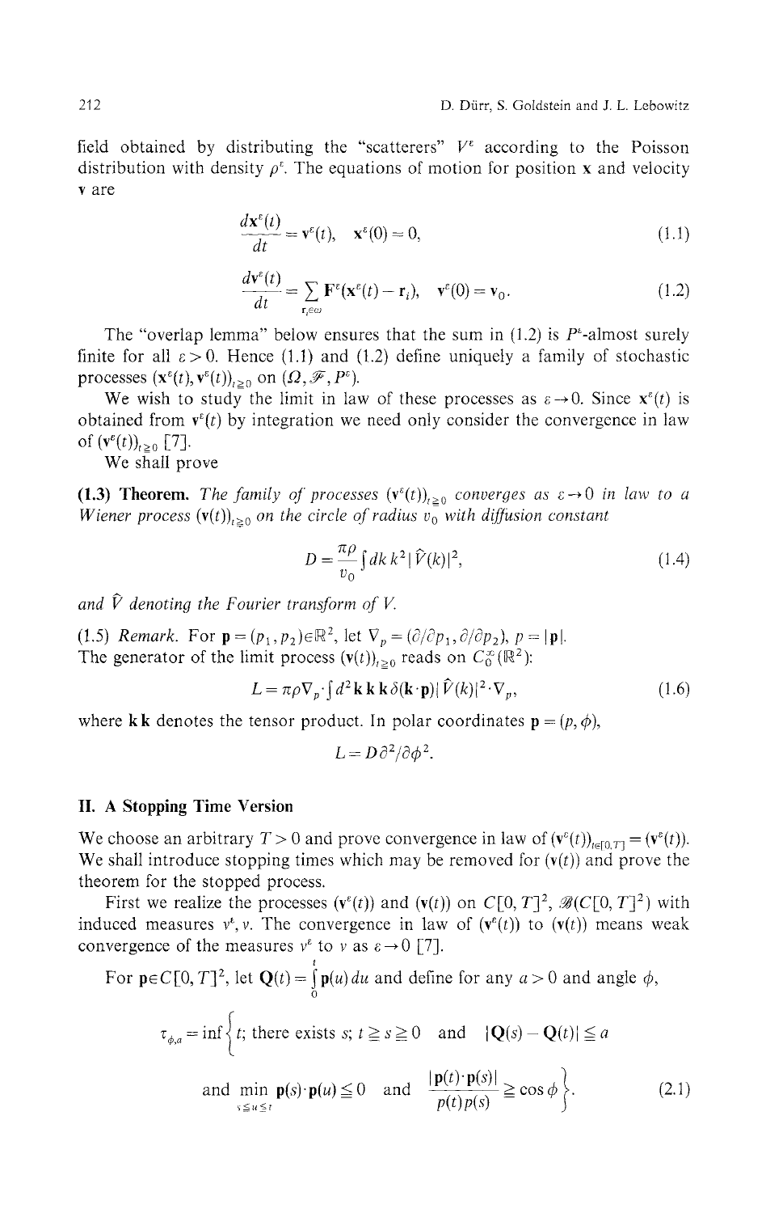field obtained by distributing the "scatterers" $V^\varepsilon$ according to the Poisson distribution with density $\rho^\varepsilon$. The equations of motion for position $\mathbf{x}$ and velocity $\mathbf{v}$ are

$$\frac{d\mathbf{x}^\varepsilon(t)}{dt} = \mathbf{v}^\varepsilon(t), \quad \mathbf{x}^\varepsilon(0) = 0, \tag{1.1}$$

$$\frac{d\mathbf{v}^\varepsilon(t)}{dt} = \sum_{\mathbf{r}_i \in \omega} \mathbf{F}^\varepsilon(\mathbf{x}^\varepsilon(t) - \mathbf{r}_i), \quad \mathbf{v}^\varepsilon(0) = \mathbf{v}_0. \tag{1.2}$$

The "overlap lemma" below ensures that the sum in (1.2) is $P^\varepsilon$-almost surely finite for all $\varepsilon > 0$. Hence (1.1) and (1.2) define uniquely a family of stochastic processes $(\mathbf{x}^\varepsilon(t), \mathbf{v}^\varepsilon(t))_{t \geq 0}$ on $(\Omega, \mathscr{F}, P^\varepsilon)$.

We wish to study the limit in law of these processes as $\varepsilon \to 0$. Since $\mathbf{x}^\varepsilon(t)$ is obtained from $\mathbf{v}^\varepsilon(t)$ by integration we need only consider the convergence in law of $(\mathbf{v}^\varepsilon(t))_{t \geq 0}$ [7].

We shall prove

**(1.3) Theorem.** *The family of processes $(\mathbf{v}^\varepsilon(t))_{t \geq 0}$ converges as $\varepsilon \to 0$ in law to a Wiener process $(\mathbf{v}(t))_{t \geq 0}$ on the circle of radius $v_0$ with diffusion constant*

$$D = \frac{\pi\rho}{v_0} \int dk\, k^2 |\hat{V}(k)|^2, \tag{1.4}$$

*and $\hat{V}$ denoting the Fourier transform of $V$.*

(1.5) *Remark.* For $\mathbf{p} = (p_1, p_2) \in \mathbb{R}^2$, let $\nabla_p = (\partial/\partial p_1, \partial/\partial p_2)$, $p = |\mathbf{p}|$. The generator of the limit process $(\mathbf{v}(t))_{t \geq 0}$ reads on $C_0^\infty(\mathbb{R}^2)$:

$$L = \pi\rho \nabla_p \cdot \int d^2\mathbf{k}\, \mathbf{k}\,\mathbf{k}\, \delta(\mathbf{k} \cdot \mathbf{p}) |\hat{V}(k)|^2 \cdot \nabla_p, \tag{1.6}$$

where $\mathbf{k}\,\mathbf{k}$ denotes the tensor product. In polar coordinates $\mathbf{p} = (p, \phi)$,

$$L = D\partial^2/\partial\phi^2.$$

## II. A Stopping Time Version

We choose an arbitrary $T > 0$ and prove convergence in law of $(\mathbf{v}^\varepsilon(t))_{t \in [0,T]} = (\mathbf{v}^\varepsilon(t))$. We shall introduce stopping times which may be removed for $(\mathbf{v}(t))$ and prove the theorem for the stopped process.

First we realize the processes $(\mathbf{v}^\varepsilon(t))$ and $(\mathbf{v}(t))$ on $C[0,T]^2$, $\mathscr{B}(C[0,T]^2)$ with induced measures $\nu^\varepsilon, \nu$. The convergence in law of $(\mathbf{v}^\varepsilon(t))$ to $(\mathbf{v}(t))$ means weak convergence of the measures $\nu^\varepsilon$ to $\nu$ as $\varepsilon \to 0$ [7].

For $\mathbf{p} \in C[0,T]^2$, let $\mathbf{Q}(t) = \int\limits_0^t \mathbf{p}(u)\,du$ and define for any $a > 0$ and angle $\phi$,

$$\tau_{\phi,a} = \inf\left\{ t;\ \text{there exists } s;\ t \geq s \geq 0 \ \text{ and } \ |\mathbf{Q}(s) - \mathbf{Q}(t)| \leq a \right.$$
$$\left. \text{and } \min_{s \leq u \leq t} \mathbf{p}(s) \cdot \mathbf{p}(u) \leq 0 \ \text{ and } \ \frac{|\mathbf{p}(t) \cdot \mathbf{p}(s)|}{p(t)p(s)} \geq \cos\phi \right\}. \tag{2.1}$$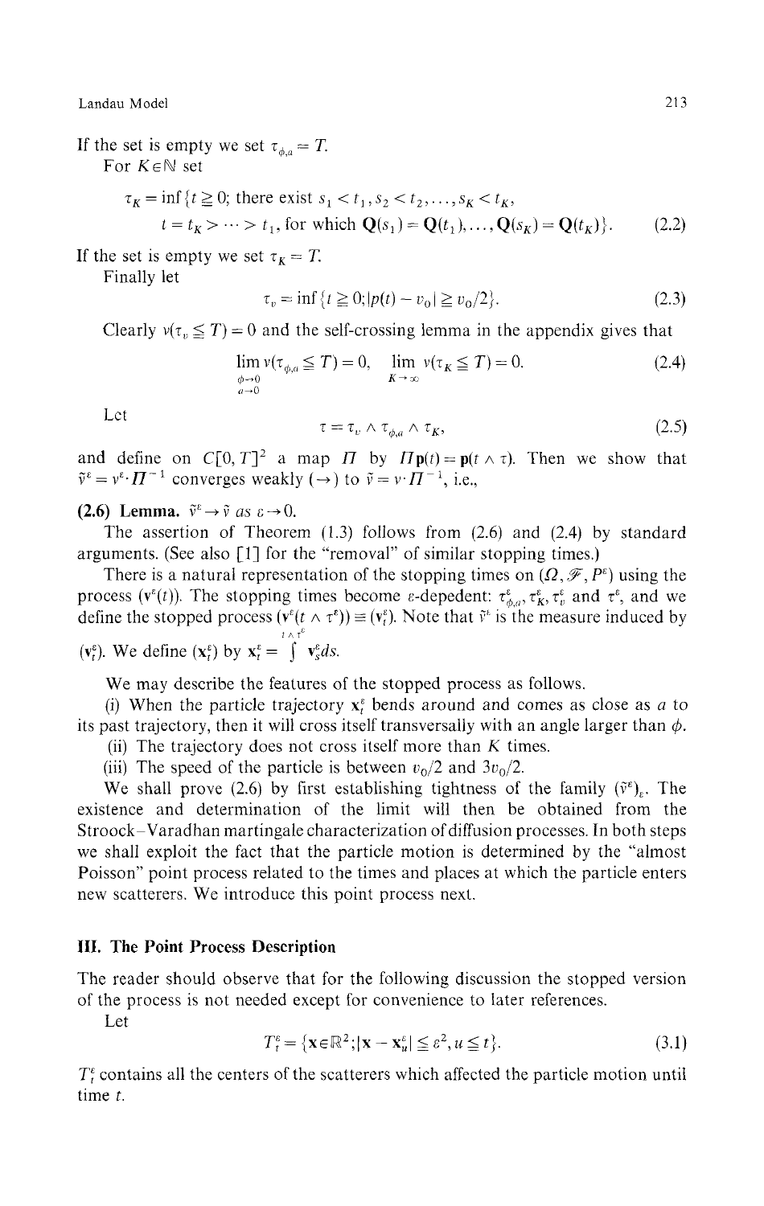If the set is empty we set $\tau_{\phi,a} = T$.

For $K \in \mathbb{N}$ set

$$\tau_K = \inf\{t \geq 0; \text{ there exist } s_1 < t_1, s_2 < t_2, \ldots, s_K < t_K, \\ t = t_K > \cdots > t_1, \text{ for which } \mathbf{Q}(s_1) = \mathbf{Q}(t_1), \ldots, \mathbf{Q}(s_K) = \mathbf{Q}(t_K)\}. \tag{2.2}$$

If the set is empty we set $\tau_K = T$.

Finally let

$$\tau_v = \inf\{t \geq 0; |p(t) - v_0| \geq v_0/2\}. \tag{2.3}$$

Clearly $v(\tau_v \leq T) = 0$ and the self-crossing lemma in the appendix gives that

$$\lim_{\substack{\phi \to 0 \\ a \to 0}} v(\tau_{\phi,a} \leq T) = 0, \quad \lim_{K \to \infty} v(\tau_K \leq T) = 0. \tag{2.4}$$

Let

$$\tau = \tau_v \wedge \tau_{\phi,a} \wedge \tau_K, \tag{2.5}$$

and define on $C[0, T]^2$ a map $\Pi$ by $\Pi \mathbf{p}(t) = \mathbf{p}(t \wedge \tau)$. Then we show that $\tilde{v}^\varepsilon = v^\varepsilon \cdot \Pi^{-1}$ converges weakly $(\rightarrow)$ to $\tilde{v} = v \cdot \Pi^{-1}$, i.e.,

**(2.6) Lemma.** $\tilde{v}^\varepsilon \rightarrow \tilde{v}$ *as* $\varepsilon \rightarrow 0$.

The assertion of Theorem (1.3) follows from (2.6) and (2.4) by standard arguments. (See also [1] for the "removal" of similar stopping times.)

There is a natural representation of the stopping times on $(\Omega, \mathscr{F}, P^\varepsilon)$ using the process $(\mathbf{v}^\varepsilon(t))$. The stopping times become $\varepsilon$-depedent: $\tau^\varepsilon_{\phi,a}, \tau^\varepsilon_K, \tau^\varepsilon_v$ and $\tau^\varepsilon$, and we define the stopped process $(\mathbf{v}^\varepsilon(t \wedge \tau^\varepsilon)) \equiv (\mathbf{v}^\varepsilon_t)$. Note that $\tilde{v}^\varepsilon$ is the measure induced by $(\mathbf{v}^\varepsilon_t)$. We define $(\mathbf{x}^\varepsilon_t)$ by $\mathbf{x}^\varepsilon_t = \int^{t \wedge \tau^\varepsilon} \mathbf{v}^\varepsilon_s ds$.

We may describe the features of the stopped process as follows.

(i) When the particle trajectory $\mathbf{x}^\varepsilon_t$ bends around and comes as close as $a$ to its past trajectory, then it will cross itself transversally with an angle larger than $\phi$.

(ii) The trajectory does not cross itself more than $K$ times.

(iii) The speed of the particle is between $v_0/2$ and $3v_0/2$.

We shall prove (2.6) by first establishing tightness of the family $(\tilde{v}^\varepsilon)_\varepsilon$. The existence and determination of the limit will then be obtained from the Stroock–Varadhan martingale characterization of diffusion processes. In both steps we shall exploit the fact that the particle motion is determined by the "almost Poisson" point process related to the times and places at which the particle enters new scatterers. We introduce this point process next.

## III. The Point Process Description

The reader should observe that for the following discussion the stopped version of the process is not needed except for convenience to later references.

Let

$$T^\varepsilon_t = \{\mathbf{x} \in \mathbb{R}^2; |\mathbf{x} - \mathbf{x}^\varepsilon_u| \leq \varepsilon^2, u \leq t\}. \tag{3.1}$$

$T^\varepsilon_t$ contains all the centers of the scatterers which affected the particle motion until time $t$.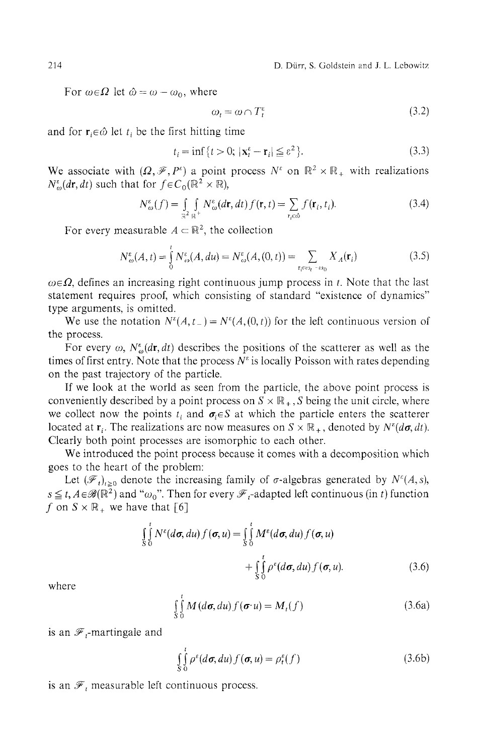For $\omega \in \Omega$ let $\hat{\omega} = \omega - \omega_0$, where

$$\omega_t = \omega \cap T_t^\varepsilon \tag{3.2}$$

and for $\mathbf{r}_i \in \hat{\omega}$ let $t_i$ be the first hitting time

$$t_i = \inf\{t > 0;\ |\mathbf{x}_t^\varepsilon - \mathbf{r}_i| \leqq \varepsilon^2\}. \tag{3.3}$$

We associate with $(\Omega, \mathscr{F}, P^\varepsilon)$ a point process $N^\varepsilon$ on $\mathbb{R}^2 \times \mathbb{R}_+$ with realizations $N_\omega^\varepsilon(d\mathbf{r}, dt)$ such that for $f \in C_0(\mathbb{R}^2 \times \mathbb{R})$,

$$N_\omega^\varepsilon(f) = \int_{\mathbb{R}^2} \int_{\mathbb{R}^+} N_\omega^\varepsilon(d\mathbf{r}, dt) f(\mathbf{r}, t) = \sum_{\mathbf{r}_i \in \hat{\omega}} f(\mathbf{r}_i, t_i). \tag{3.4}$$

For every measurable $A \subset \mathbb{R}^2$, the collection

$$N_\omega^\varepsilon(A, t) = \int_0^t N_\omega^\varepsilon(A, du) = N_\omega^\varepsilon(A, (0, t)) = \sum_{\mathbf{r}_i \in \omega_t - \omega_0} X_A(\mathbf{r}_i) \tag{3.5}$$

$\omega \in \Omega$, defines an increasing right continuous jump process in $t$. Note that the last statement requires proof, which consisting of standard "existence of dynamics" type arguments, is omitted.

We use the notation $N^\varepsilon(A, t_-) = N^\varepsilon(A, (0, t))$ for the left continuous version of the process.

For every $\omega$, $N_\omega^\varepsilon(d\mathbf{r}, dt)$ describes the positions of the scatterer as well as the times of first entry. Note that the process $N^\varepsilon$ is locally Poisson with rates depending on the past trajectory of the particle.

If we look at the world as seen from the particle, the above point process is conveniently described by a point process on $S \times \mathbb{R}_+$, $S$ being the unit circle, where we collect now the points $t_i$ and $\boldsymbol{\sigma}_i \in S$ at which the particle enters the scatterer located at $\mathbf{r}_i$. The realizations are now measures on $S \times \mathbb{R}_+$, denoted by $N^\varepsilon(d\boldsymbol{\sigma}, dt)$. Clearly both point processes are isomorphic to each other.

We introduced the point process because it comes with a decomposition which goes to the heart of the problem:

Let $(\mathscr{F}_t)_{t \geqq 0}$ denote the increasing family of $\sigma$-algebras generated by $N^\varepsilon(A, s)$, $s \leqq t$, $A \in \mathscr{B}(\mathbb{R}^2)$ and "$\omega_0$". Then for every $\mathscr{F}_t$-adapted left continuous (in $t$) function $f$ on $S \times \mathbb{R}_+$ we have that [6]

$$\int_S \int_0^t N^\varepsilon(d\boldsymbol{\sigma}, du) f(\boldsymbol{\sigma}, u) = \int_S \int_0^t M^\varepsilon(d\boldsymbol{\sigma}, du) f(\boldsymbol{\sigma}, u) + \int_S \int_0^t \rho^\varepsilon(d\boldsymbol{\sigma}, du) f(\boldsymbol{\sigma}, u). \tag{3.6}$$

where

$$\int_S \int_0^t M(d\boldsymbol{\sigma}, du) f(\boldsymbol{\sigma} \cdot u) = M_t(f) \tag{3.6a}$$

is an $\mathscr{F}_t$-martingale and

$$\int_S \int_0^t \rho^\varepsilon(d\boldsymbol{\sigma}, du) f(\boldsymbol{\sigma}, u) = \rho_t^\varepsilon(f) \tag{3.6b}$$

is an $\mathscr{F}_t$ measurable left continuous process.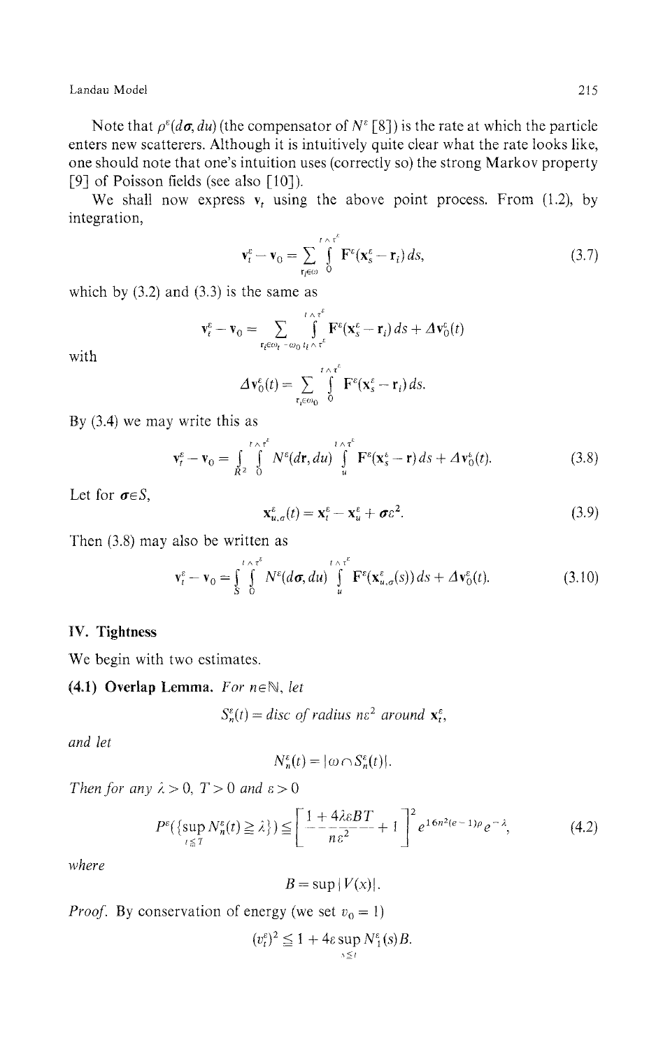Note that $\rho^\varepsilon(d\boldsymbol{\sigma}, du)$ (the compensator of $N^\varepsilon$ [8]) is the rate at which the particle enters new scatterers. Although it is intuitively quite clear what the rate looks like, one should note that one's intuition uses (correctly so) the strong Markov property [9] of Poisson fields (see also [10]).

We shall now express $\mathbf{v}_t$ using the above point process. From (1.2), by integration,

$$\mathbf{v}_t^\varepsilon - \mathbf{v}_0 = \sum_{\mathbf{r}_i \in \omega} \int_0^{t \wedge \tau^\varepsilon} \mathbf{F}^\varepsilon(\mathbf{x}_s^\varepsilon - \mathbf{r}_i)\, ds, \tag{3.7}$$

which by (3.2) and (3.3) is the same as

$$\mathbf{v}_t^\varepsilon - \mathbf{v}_0 = \sum_{\mathbf{r}_i \in \omega_t - \omega_0} \int_{t_i \wedge \tau^\varepsilon}^{t \wedge \tau^\varepsilon} \mathbf{F}^\varepsilon(\mathbf{x}_s^\varepsilon - \mathbf{r}_i)\, ds + \Delta \mathbf{v}_0^\varepsilon(t)$$

with

$$\Delta \mathbf{v}_0^\varepsilon(t) = \sum_{\mathbf{r}_i \in \omega_0} \int_0^{t \wedge \tau^\varepsilon} \mathbf{F}^\varepsilon(\mathbf{x}_s^\varepsilon - \mathbf{r}_i)\, ds.$$

By (3.4) we may write this as

$$\mathbf{v}_t^\varepsilon - \mathbf{v}_0 = \int_{R^2} \int_0^{t \wedge \tau^\varepsilon} N^\varepsilon(d\mathbf{r}, du) \int_u^{t \wedge \tau^\varepsilon} \mathbf{F}^\varepsilon(\mathbf{x}_s^\varepsilon - \mathbf{r})\, ds + \Delta \mathbf{v}_0^\varepsilon(t). \tag{3.8}$$

Let for $\boldsymbol{\sigma} \in S$,

$$\mathbf{x}_{u,\sigma}^\varepsilon(t) = \mathbf{x}_t^\varepsilon - \mathbf{x}_u^\varepsilon + \boldsymbol{\sigma}\varepsilon^2. \tag{3.9}$$

Then (3.8) may also be written as

$$\mathbf{v}_t^\varepsilon - \mathbf{v}_0 = \int_S \int_0^{t \wedge \tau^\varepsilon} N^\varepsilon(d\boldsymbol{\sigma}, du) \int_u^{t \wedge \tau^\varepsilon} \mathbf{F}^\varepsilon(\mathbf{x}_{u,\sigma}^\varepsilon(s))\, ds + \Delta \mathbf{v}_0^\varepsilon(t). \tag{3.10}$$

## IV. Tightness

We begin with two estimates.

**(4.1) Overlap Lemma.** *For $n \in \mathbb{N}$, let*

$$S_n^\varepsilon(t) = \textit{disc of radius } n\varepsilon^2 \textit{ around } \mathbf{x}_t^\varepsilon,$$

*and let*

$$N_n^\varepsilon(t) = |\omega \cap S_n^\varepsilon(t)|.$$

*Then for any $\lambda > 0$, $T > 0$ and $\varepsilon > 0$*

$$P^\varepsilon(\{\sup_{t \leq T} N_n^\varepsilon(t) \geq \lambda\}) \leq \left[\frac{1 + 4\lambda\varepsilon BT}{n\varepsilon^2} + 1\right]^2 e^{16n^2(e-1)\rho} e^{-\lambda}, \tag{4.2}$$

*where*

$$B = \sup |V(x)|.$$

*Proof.* By conservation of energy (we set $v_0 = 1$)

$$(v_t^\varepsilon)^2 \leq 1 + 4\varepsilon \sup_{s \leq t} N_1^\varepsilon(s) B.$$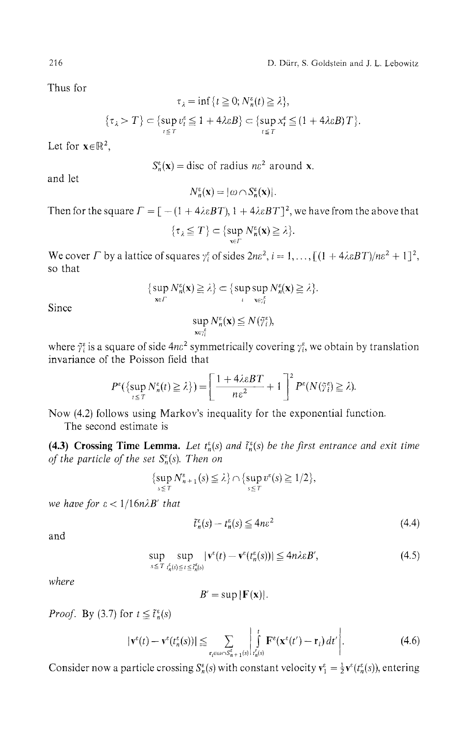Thus for

$$\tau_\lambda = \inf\{t \geq 0; N_n^\varepsilon(t) \geq \lambda\},$$

$$\{\tau_\lambda > T\} \subset \{\sup_{t \leq T} v_t^\varepsilon \leq 1 + 4\lambda\varepsilon B\} \subset \{\sup_{t \leq T} x_t^\varepsilon \leq (1 + 4\lambda\varepsilon B)T\}.$$

Let for $\mathbf{x} \in \mathbb{R}^2$,

$$S_n^\varepsilon(\mathbf{x}) = \text{disc of radius } n\varepsilon^2 \text{ around } \mathbf{x}.$$

and let

$$N_n^\varepsilon(\mathbf{x}) = |\omega \cap S_n^\varepsilon(\mathbf{x})|.$$

Then for the square $\Gamma = [-(1 + 4\lambda\varepsilon BT), 1 + 4\lambda\varepsilon BT]^2$, we have from the above that

$$\{\tau_\lambda \leq T\} \subset \{\sup_{\mathbf{x} \in \Gamma} N_n^\varepsilon(\mathbf{x}) \geq \lambda\}.$$

We cover $\Gamma$ by a lattice of squares $\gamma_i^\varepsilon$ of sides $2n\varepsilon^2$, $i = 1, \ldots, [(1 + 4\lambda\varepsilon BT)/n\varepsilon^2 + 1]^2$, so that

$$\{\sup_{\mathbf{x} \in \Gamma} N_n^\varepsilon(\mathbf{x}) \geq \lambda\} \subset \{\sup_i \sup_{\mathbf{x} \in \gamma_i^\varepsilon} N_n^\varepsilon(\mathbf{x}) \geq \lambda\}.$$

Since

$$\sup_{\mathbf{x} \in \gamma_i^\varepsilon} N_n^\varepsilon(\mathbf{x}) \leq N(\tilde{\gamma}_i^\varepsilon),$$

where $\tilde{\gamma}_i^\varepsilon$ is a square of side $4n\varepsilon^2$ symmetrically covering $\gamma_i^\varepsilon$, we obtain by translation invariance of the Poisson field that

$$P^\varepsilon(\{\sup_{t \leq T} N_n^\varepsilon(t) \geq \lambda\}) = \left[\frac{1 + 4\lambda\varepsilon BT}{n\varepsilon^2} + 1\right]^2 P^\varepsilon(N(\tilde{\gamma}_i^\varepsilon) \geq \lambda).$$

Now (4.2) follows using Markov's inequality for the exponential function.

The second estimate is

**(4.3) Crossing Time Lemma.** *Let $t_n^\varepsilon(s)$ and $\bar{t}_n^\varepsilon(s)$ be the first entrance and exit time of the particle of the set $S_n^\varepsilon(s)$. Then on*

$$\{\sup_{s \leq T} N_{n+1}^\varepsilon(s) \leq \lambda\} \cap \{\sup_{s \leq T} v^\varepsilon(s) \geq 1/2\},$$

*we have for $\varepsilon < 1/16n\lambda B'$ that*

$$\bar{t}_n^\varepsilon(s) - t_n^\varepsilon(s) \leq 4n\varepsilon^2 \tag{4.4}$$

and

$$\sup_{s \leq T} \sup_{t_n^\varepsilon(s) \leq t \leq \bar{t}_n^\varepsilon(s)} |\mathbf{v}^\varepsilon(t) - \mathbf{v}^\varepsilon(t_n^\varepsilon(s))| \leq 4n\lambda\varepsilon B', \tag{4.5}$$

*where*

$$B' = \sup |\mathbf{F}(\mathbf{x})|.$$

*Proof.* By (3.7) for $t \leq \bar{t}_n^\varepsilon(s)$

$$|\mathbf{v}^\varepsilon(t) - \mathbf{v}^\varepsilon(t_n^\varepsilon(s))| \leq \sum_{\mathbf{r}_i \in \omega \cap S_{n+1}^\varepsilon(s)} \left| \int_{t_n^\varepsilon(s)}^t \mathbf{F}^\varepsilon(\mathbf{x}^\varepsilon(t') - \mathbf{r}_i)\, dt' \right|. \tag{4.6}$$

Consider now a particle crossing $S_n^\varepsilon(s)$ with constant velocity $\mathbf{v}_1^\varepsilon = \frac{1}{2}\mathbf{v}^\varepsilon(t_n^\varepsilon(s))$, entering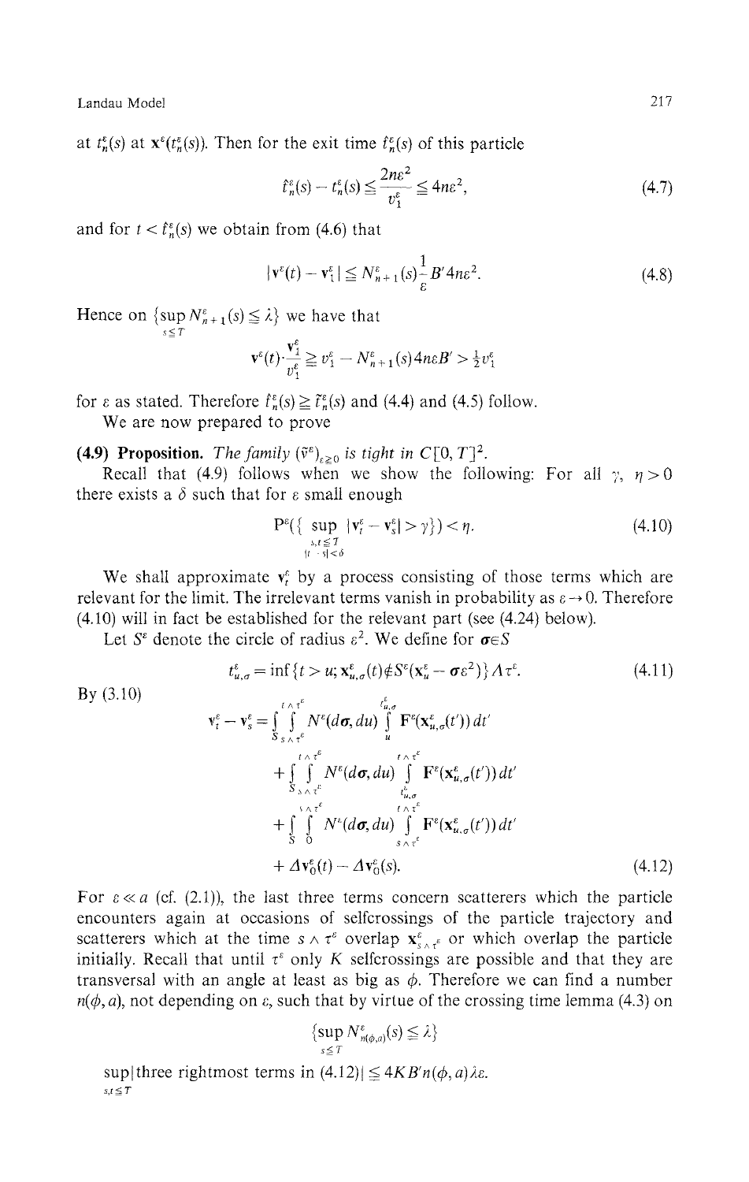at $t_n^\varepsilon(s)$ at $\mathbf{x}^\varepsilon(t_n^\varepsilon(s))$. Then for the exit time $\hat{t}_n^\varepsilon(s)$ of this particle

$$\hat{t}_n^\varepsilon(s) - t_n^\varepsilon(s) \leqq \frac{2n\varepsilon^2}{v_1^\varepsilon} \leqq 4n\varepsilon^2, \tag{4.7}$$

and for $t < \hat{t}_n^\varepsilon(s)$ we obtain from (4.6) that

$$|\mathbf{v}^\varepsilon(t) - \mathbf{v}_1^\varepsilon| \leqq N_{n+1}^\varepsilon(s)\frac{1}{\varepsilon}B' 4n\varepsilon^2. \tag{4.8}$$

Hence on $\{\sup_{s \leqq T} N_{n+1}^\varepsilon(s) \leqq \lambda\}$ we have that

$$\mathbf{v}^\varepsilon(t)\cdot\frac{\mathbf{v}_1^\varepsilon}{v_1^\varepsilon} \geqq v_1^\varepsilon - N_{n+1}^\varepsilon(s) 4n\varepsilon B' > \tfrac{1}{2}v_1^\varepsilon$$

for $\varepsilon$ as stated. Therefore $\hat{t}_n^\varepsilon(s) \geqq \tilde{t}_n^\varepsilon(s)$ and (4.4) and (4.5) follow.

We are now prepared to prove

**(4.9) Proposition.** *The family* $(\tilde{\mathbf{v}}^\varepsilon)_{\varepsilon \geqq 0}$ *is tight in* $C[0, T]^2$.

Recall that (4.9) follows when we show the following: For all $\gamma$, $\eta > 0$ there exists a $\delta$ such that for $\varepsilon$ small enough

$$\mathrm{P}^\varepsilon(\{\sup_{\substack{s,t \leqq T \\ |t-s| < \delta}} |\mathbf{v}_t^\varepsilon - \mathbf{v}_s^\varepsilon| > \gamma\}) < \eta. \tag{4.10}$$

We shall approximate $\mathbf{v}_t^\varepsilon$ by a process consisting of those terms which are relevant for the limit. The irrelevant terms vanish in probability as $\varepsilon \to 0$. Therefore (4.10) will in fact be established for the relevant part (see (4.24) below).

Let $S^\varepsilon$ denote the circle of radius $\varepsilon^2$. We define for $\boldsymbol{\sigma} \in S$

$$t_{u,\sigma}^\varepsilon = \inf\{t > u; \mathbf{x}_{u,\sigma}^\varepsilon(t) \notin S^\varepsilon(\mathbf{x}_u^\varepsilon - \boldsymbol{\sigma}\varepsilon^2)\} \wedge \tau^\varepsilon. \tag{4.11}$$

By (3.10)

$$\begin{aligned}
\mathbf{v}_t^\varepsilon - \mathbf{v}_s^\varepsilon &= \int_S \int_{s \wedge \tau^\varepsilon}^{t \wedge \tau^\varepsilon} N^\varepsilon(d\boldsymbol{\sigma}, du) \int_u^{t_{u,\sigma}^\varepsilon} \mathbf{F}^\varepsilon(\mathbf{x}_{u,\sigma}^\varepsilon(t'))\, dt' \\
&\quad + \int_S \int_{s \wedge \tau^\varepsilon}^{t \wedge \tau^\varepsilon} N^\varepsilon(d\boldsymbol{\sigma}, du) \int_{t_{u,\sigma}^\varepsilon}^{t \wedge \tau^\varepsilon} \mathbf{F}^\varepsilon(\mathbf{x}_{u,\sigma}^\varepsilon(t'))\, dt' \\
&\quad + \int_S \int_0^{s \wedge \tau^\varepsilon} N^\varepsilon(d\boldsymbol{\sigma}, du) \int_{s \wedge \tau^\varepsilon}^{t \wedge \tau^\varepsilon} \mathbf{F}^\varepsilon(\mathbf{x}_{u,\sigma}^\varepsilon(t'))\, dt' \\
&\quad + \Delta\mathbf{v}_0^\varepsilon(t) - \Delta\mathbf{v}_0^\varepsilon(s).
\end{aligned} \tag{4.12}$$

For $\varepsilon \ll a$ (cf. (2.1)), the last three terms concern scatterers which the particle encounters again at occasions of selfcrossings of the particle trajectory and scatterers which at the time $s \wedge \tau^\varepsilon$ overlap $\mathbf{x}_{s \wedge \tau^\varepsilon}^\varepsilon$ or which overlap the particle initially. Recall that until $\tau^\varepsilon$ only $K$ selfcrossings are possible and that they are transversal with an angle at least as big as $\phi$. Therefore we can find a number $n(\phi, a)$, not depending on $\varepsilon$, such that by virtue of the crossing time lemma (4.3) on

$$\{\sup_{s \leqq T} N_{n(\phi,a)}^\varepsilon(s) \leqq \lambda\}$$

$$\sup_{s,t \leqq T}|\text{three rightmost terms in (4.12)}| \leqq 4KB'n(\phi, a)\lambda\varepsilon.$$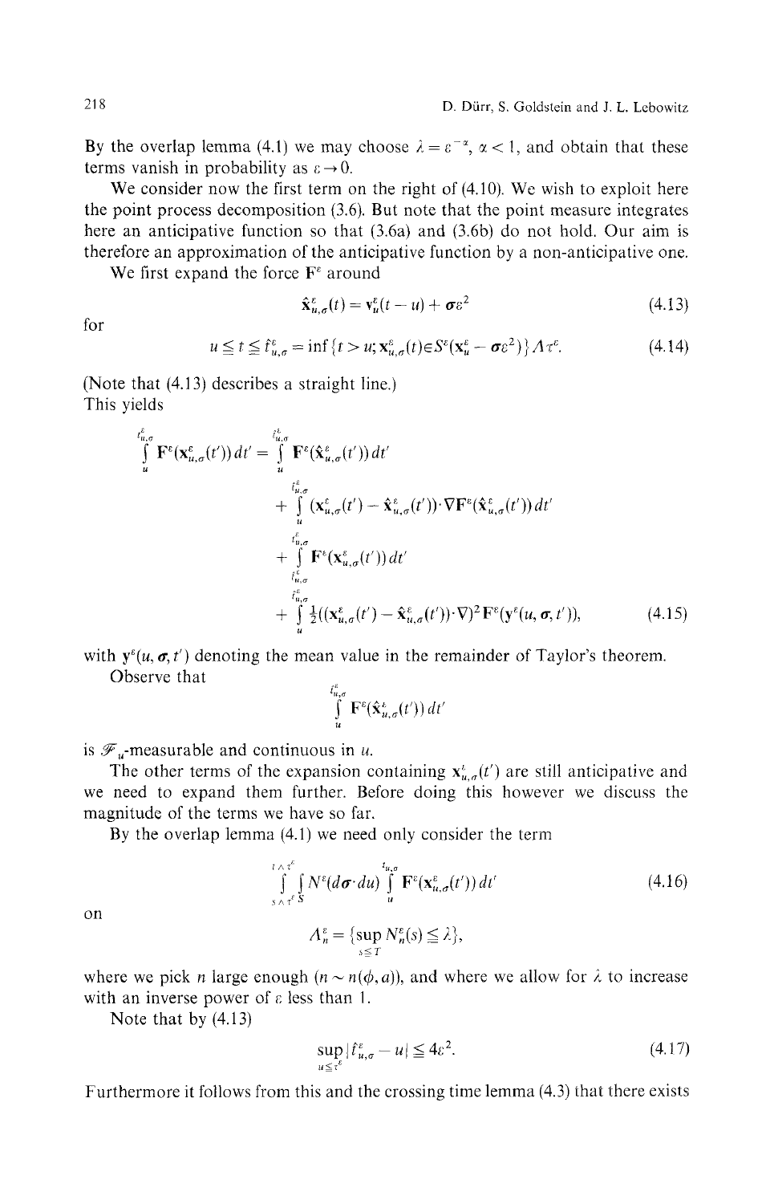By the overlap lemma (4.1) we may choose $\lambda = \varepsilon^{-\alpha}$, $\alpha < 1$, and obtain that these terms vanish in probability as $\varepsilon \to 0$.

We consider now the first term on the right of (4.10). We wish to exploit here the point process decomposition (3.6). But note that the point measure integrates here an anticipative function so that (3.6a) and (3.6b) do not hold. Our aim is therefore an approximation of the anticipative function by a non-anticipative one.

We first expand the force $\mathbf{F}^\varepsilon$ around

$$\hat{\mathbf{x}}^\varepsilon_{u,\sigma}(t) = \mathbf{v}^\varepsilon_u(t-u) + \boldsymbol{\sigma}\varepsilon^2 \tag{4.13}$$

for

$$u \leqq t \leqq \hat{t}^\varepsilon_{u,\sigma} = \inf\{t > u; \mathbf{x}^\varepsilon_{u,\sigma}(t) \in S^\varepsilon(\mathbf{x}^\varepsilon_u - \boldsymbol{\sigma}\varepsilon^2)\} \Lambda \tau^\varepsilon. \tag{4.14}$$

(Note that (4.13) describes a straight line.)

This yields

$$\begin{aligned}
\int_u^{t^\varepsilon_{u,\sigma}} \mathbf{F}^\varepsilon(\mathbf{x}^\varepsilon_{u,\sigma}(t'))\,dt' &= \int_u^{\hat{t}^\varepsilon_{u,\sigma}} \mathbf{F}^\varepsilon(\hat{\mathbf{x}}^\varepsilon_{u,\sigma}(t'))\,dt' \\
&+ \int_u^{\hat{t}^\varepsilon_{u,\sigma}} (\mathbf{x}^\varepsilon_{u,\sigma}(t') - \hat{\mathbf{x}}^\varepsilon_{u,\sigma}(t'))\cdot\nabla\mathbf{F}^\varepsilon(\hat{\mathbf{x}}^\varepsilon_{u,\sigma}(t'))\,dt' \\
&+ \int_{\hat{t}^\varepsilon_{u,\sigma}}^{t^\varepsilon_{u,\sigma}} \mathbf{F}^\varepsilon(\mathbf{x}^\varepsilon_{u,\sigma}(t'))\,dt' \\
&+ \int_u^{\hat{t}^\varepsilon_{u,\sigma}} \tfrac{1}{2}((\mathbf{x}^\varepsilon_{u,\sigma}(t') - \hat{\mathbf{x}}^\varepsilon_{u,\sigma}(t'))\cdot\nabla)^2\mathbf{F}^\varepsilon(\mathbf{y}^\varepsilon(u,\boldsymbol{\sigma},t')),
\end{aligned} \tag{4.15}$$

with $\mathbf{y}^\varepsilon(u,\boldsymbol{\sigma},t')$ denoting the mean value in the remainder of Taylor's theorem.

Observe that

$$\int_u^{\hat{t}^\varepsilon_{u,\sigma}} \mathbf{F}^\varepsilon(\hat{\mathbf{x}}^\varepsilon_{u,\sigma}(t'))\,dt'$$

is $\mathscr{F}_u$-measurable and continuous in $u$.

The other terms of the expansion containing $\mathbf{x}^\varepsilon_{u,\sigma}(t')$ are still anticipative and we need to expand them further. Before doing this however we discuss the magnitude of the terms we have so far.

By the overlap lemma (4.1) we need only consider the term

$$\int_{s\wedge\tau^\varepsilon}^{t\wedge\tau^\varepsilon}\int_S N^\varepsilon(d\boldsymbol{\sigma}\cdot du)\int_u^{t_{u,\sigma}} \mathbf{F}^\varepsilon(\mathbf{x}^\varepsilon_{u,\sigma}(t'))\,dt' \tag{4.16}$$

on

$$\Lambda^\varepsilon_n = \{\sup_{s\leqq T} N^\varepsilon_n(s) \leqq \lambda\},$$

where we pick $n$ large enough ($n \sim n(\phi, a)$), and where we allow for $\lambda$ to increase with an inverse power of $\varepsilon$ less than 1.

Note that by (4.13)

$$\sup_{u\leqq\tau^\varepsilon} |\hat{t}^\varepsilon_{u,\sigma} - u| \leqq 4\varepsilon^2. \tag{4.17}$$

Furthermore it follows from this and the crossing time lemma (4.3) that there exists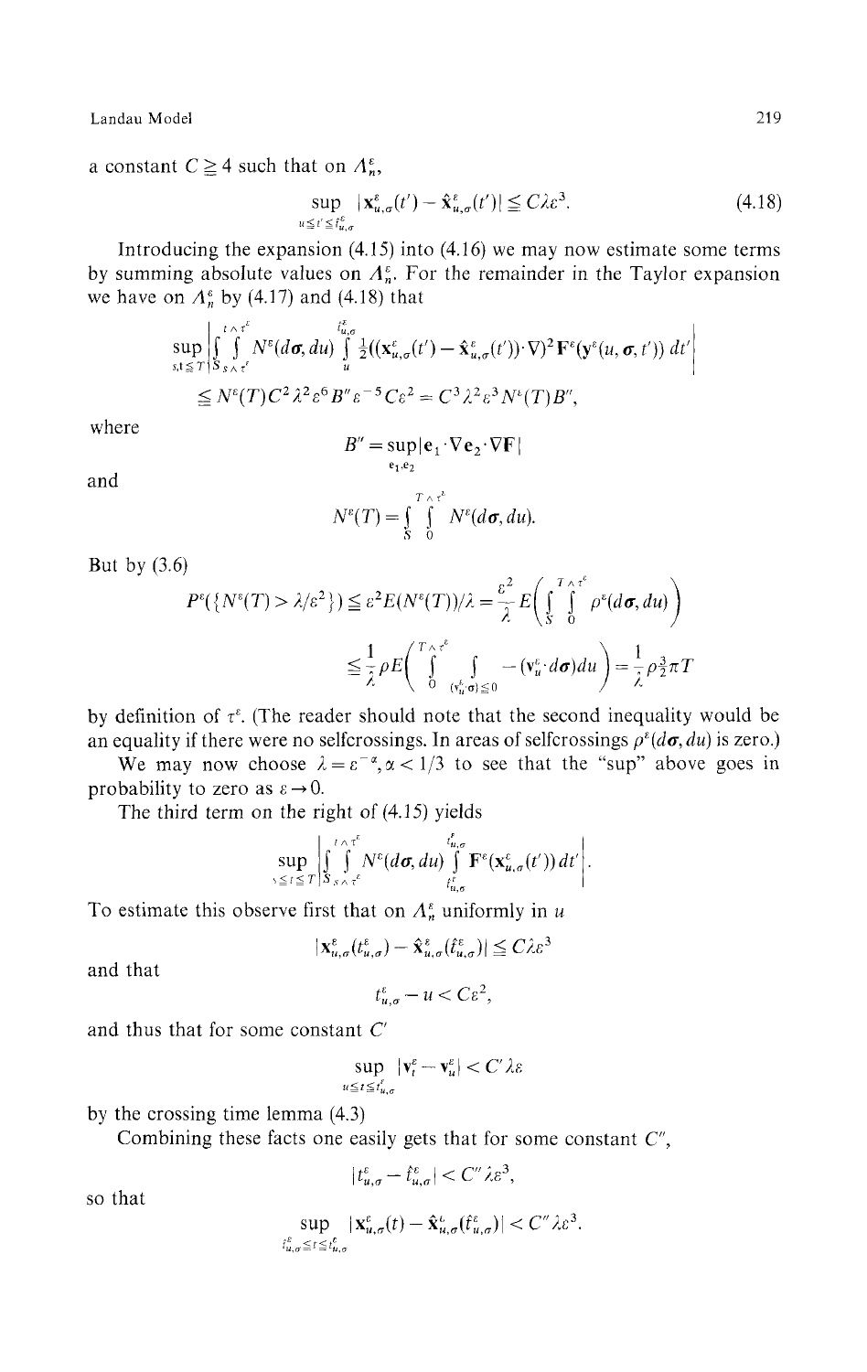a constant $C \geqq 4$ such that on $\Lambda_n^\varepsilon$,

$$\sup_{u \leqq t' \leqq t^\varepsilon_{u,\sigma}} |\mathbf{x}^\varepsilon_{u,\sigma}(t') - \hat{\mathbf{x}}^\varepsilon_{u,\sigma}(t')| \leqq C\lambda\varepsilon^3. \tag{4.18}$$

Introducing the expansion (4.15) into (4.16) we may now estimate some terms by summing absolute values on $\Lambda_n^\varepsilon$. For the remainder in the Taylor expansion we have on $\Lambda_n^\varepsilon$ by (4.17) and (4.18) that

$$\sup_{s,t \leqq T} \left| \int_{S} \int_{s \wedge \tau^\varepsilon}^{t \wedge \tau^\varepsilon} N^\varepsilon(d\boldsymbol{\sigma}, du) \int_u^{t^\varepsilon_{u,\sigma}} \tfrac{1}{2}((\mathbf{x}^\varepsilon_{u,\sigma}(t') - \hat{\mathbf{x}}^\varepsilon_{u,\sigma}(t')) \cdot \nabla)^2 \mathbf{F}^\varepsilon(\mathbf{y}^\varepsilon(u, \boldsymbol{\sigma}, t'))\, dt' \right|$$

$$\leqq N^\varepsilon(T) C^2 \lambda^2 \varepsilon^6 B'' \varepsilon^{-5} C \varepsilon^2 = C^3 \lambda^2 \varepsilon^3 N^\varepsilon(T) B'',$$

where

$$B'' = \sup_{\mathbf{e}_1, \mathbf{e}_2} |\mathbf{e}_1 \cdot \nabla \mathbf{e}_2 \cdot \nabla \mathbf{F}|$$

and

$$N^\varepsilon(T) = \int_S \int_0^{T \wedge \tau^\varepsilon} N^\varepsilon(d\boldsymbol{\sigma}, du).$$

But by (3.6)

$$P^\varepsilon(\{N^\varepsilon(T) > \lambda/\varepsilon^2\}) \leqq \varepsilon^2 E(N^\varepsilon(T))/\lambda = \frac{\varepsilon^2}{\lambda} E\left( \int_S \int_0^{T \wedge \tau^\varepsilon} \rho^\varepsilon(d\boldsymbol{\sigma}, du) \right)$$

$$\leqq \frac{1}{\lambda} \rho E\left( \int_0^{T \wedge \tau^\varepsilon} \int_{(\mathbf{v}^\varepsilon_u \cdot \boldsymbol{\sigma}) \leqq 0} -(\mathbf{v}^\varepsilon_u \cdot d\boldsymbol{\sigma}) du \right) = \frac{1}{\lambda} \rho \tfrac{3}{2} \pi T$$

by definition of $\tau^\varepsilon$. (The reader should note that the second inequality would be an equality if there were no selfcrossings. In areas of selfcrossings $\rho^\varepsilon(d\boldsymbol{\sigma}, du)$ is zero.)

We may now choose $\lambda = \varepsilon^{-\alpha}, \alpha < 1/3$ to see that the "sup" above goes in probability to zero as $\varepsilon \to 0$.

The third term on the right of (4.15) yields

$$\sup_{s \leqq t \leqq T} \left| \int_S \int_{s \wedge \tau^\varepsilon}^{t \wedge \tau^\varepsilon} N^\varepsilon(d\boldsymbol{\sigma}, du) \int_{\hat{t}^\varepsilon_{u,\sigma}}^{t^\varepsilon_{u,\sigma}} \mathbf{F}^\varepsilon(\mathbf{x}^\varepsilon_{u,\sigma}(t'))\, dt' \right|.$$

To estimate this observe first that on $\Lambda_n^\varepsilon$ uniformly in $u$

$$|\mathbf{x}^\varepsilon_{u,\sigma}(t^\varepsilon_{u,\sigma}) - \hat{\mathbf{x}}^\varepsilon_{u,\sigma}(\hat{t}^\varepsilon_{u,\sigma})| \leqq C\lambda\varepsilon^3$$

and that

$$t^\varepsilon_{u,\sigma} - u < C\varepsilon^2,$$

and thus that for some constant $C'$

$$\sup_{u \leqq t \leqq t^\varepsilon_{u,\sigma}} |\mathbf{v}^\varepsilon_t - \mathbf{v}^\varepsilon_u| < C'\lambda\varepsilon$$

by the crossing time lemma (4.3)

Combining these facts one easily gets that for some constant $C''$,

$$|t^\varepsilon_{u,\sigma} - \hat{t}^\varepsilon_{u,\sigma}| < C''\lambda\varepsilon^3,$$

so that

$$\sup_{\hat{t}^\varepsilon_{u,\sigma} \leqq t \leqq t^\varepsilon_{u,\sigma}} |\mathbf{x}^\varepsilon_{u,\sigma}(t) - \hat{\mathbf{x}}^\varepsilon_{u,\sigma}(\hat{t}^\varepsilon_{u,\sigma})| < C''\lambda\varepsilon^3.$$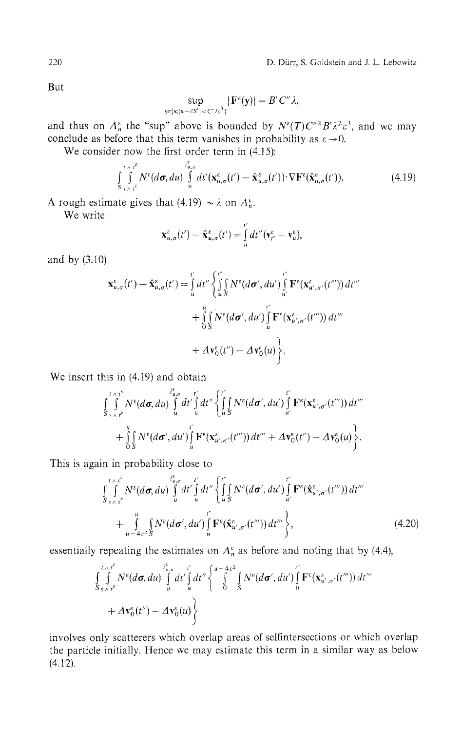But

$$\sup_{\mathbf{y}\in\{\mathbf{x};|\mathbf{x}-\varepsilon S^{\varepsilon}|<C''\lambda\varepsilon^3\}} |\mathbf{F}^{\varepsilon}(\mathbf{y})| = B'C''\lambda,$$

and thus on $A_n^{\varepsilon}$ the "sup" above is bounded by $N^{\varepsilon}(T)C''^2B'\lambda^2\varepsilon^3$, and we may conclude as before that this term vanishes in probability as $\varepsilon\to 0$.

We consider now the first order term in (4.15):

$$\int_{S}^{t\wedge\tau^{\varepsilon}}\int_{s\wedge\tau^{\varepsilon}} N^{\varepsilon}(d\boldsymbol{\sigma},du)\int_{u}^{\hat{t}^{\varepsilon}_{u,\sigma}} dt'(\mathbf{x}^{\varepsilon}_{u,\sigma}(t')-\hat{\mathbf{x}}^{\varepsilon}_{u,\sigma}(t'))\cdot\nabla\mathbf{F}^{\varepsilon}(\hat{\mathbf{x}}^{\varepsilon}_{u,\sigma}(t')). \tag{4.19}$$

A rough estimate gives that (4.19) $\sim\lambda$ on $A_n^{\varepsilon}$.

We write

$$\mathbf{x}^{\varepsilon}_{u,\sigma}(t')-\hat{\mathbf{x}}^{\varepsilon}_{u,\sigma}(t')=\int_{u}^{t'} dt''(\mathbf{v}^{\varepsilon}_{t''}-\mathbf{v}^{\varepsilon}_{u}),$$

and by (3.10)

$$\begin{aligned}\mathbf{x}^{\varepsilon}_{u,\sigma}(t')-\hat{\mathbf{x}}^{\varepsilon}_{u,\sigma}(t')=\int_{u}^{t'} dt''\Bigg\{&\int_{u}^{t''}\int_{S} N^{\varepsilon}(d\boldsymbol{\sigma}',du')\int_{u'}^{t''}\mathbf{F}^{\varepsilon}(\mathbf{x}^{\varepsilon}_{u',\sigma'}(t'''))\,dt'''\\ &+\int_{0}^{u}\int_{S} N^{\varepsilon}(d\boldsymbol{\sigma}',du')\int_{u}^{t''}\mathbf{F}^{\varepsilon}(\mathbf{x}^{\varepsilon}_{u',\sigma'}(t'''))\,dt'''\\ &+\Delta\mathbf{v}^{\varepsilon}_{0}(t'')-\Delta\mathbf{v}^{\varepsilon}_{0}(u)\Bigg\}.\end{aligned}$$

We insert this in (4.19) and obtain

$$\begin{aligned}\int_{S}^{t\wedge\tau^{\varepsilon}}\int_{s\wedge\tau^{\varepsilon}} N^{\varepsilon}(d\boldsymbol{\sigma},du)\int_{u}^{\hat{t}^{\varepsilon}_{u,\sigma}} dt'\int_{u}^{t'} dt''\Bigg\{&\int_{u}^{t''}\int_{S} N^{\varepsilon}(d\boldsymbol{\sigma}',du')\int_{u'}^{t''}\mathbf{F}^{\varepsilon}(\mathbf{x}^{\varepsilon}_{u',\sigma'}(t'''))\,dt'''\\ &+\int_{0}^{u}\int_{S} N^{\varepsilon}(d\boldsymbol{\sigma}',du')\int_{u}^{t''}\mathbf{F}^{\varepsilon}(\mathbf{x}^{\varepsilon}_{u',\sigma'}(t'''))\,dt'''+\Delta\mathbf{v}^{\varepsilon}_{0}(t'')-\Delta\mathbf{v}^{\varepsilon}_{0}(u)\Bigg\}.\end{aligned}$$

This is again in probability close to

$$\begin{aligned}\int_{S}^{t\wedge\tau^{\varepsilon}}\int_{s\wedge\tau^{\varepsilon}} N^{\varepsilon}(d\boldsymbol{\sigma},du)\int_{u}^{\hat{t}^{\varepsilon}_{u,\sigma}} dt'\int_{u}^{t'} dt''\Bigg\{&\int_{u}^{t''}\int_{S} N^{\varepsilon}(d\boldsymbol{\sigma}',du')\int_{u'}^{t''}\mathbf{F}^{\varepsilon}(\hat{\mathbf{x}}^{\varepsilon}_{u',\sigma'}(t'''))\,dt'''\\ &+\int_{u-4\varepsilon^2}^{u}\int_{S} N^{\varepsilon}(d\boldsymbol{\sigma}',du')\int_{u}^{t''}\mathbf{F}^{\varepsilon}(\hat{\mathbf{x}}^{\varepsilon}_{u',\sigma'}(t'''))\,dt'''\Bigg\},\end{aligned} \tag{4.20}$$

essentially repeating the estimates on $A_n^{\varepsilon}$ as before and noting that by (4.4),

$$\begin{aligned}\int_{S}^{t\wedge\tau^{\varepsilon}}\int_{s\wedge\tau^{\varepsilon}} N^{\varepsilon}(d\boldsymbol{\sigma},du)\int_{u}^{\hat{t}^{\varepsilon}_{u,\sigma}} dt'\int_{u}^{t''} dt''\Bigg\{&\int_{0}^{u-4\varepsilon^2}\int_{S} N^{\varepsilon}(d\boldsymbol{\sigma}',du')\int_{u}^{t''}\mathbf{F}^{\varepsilon}(\mathbf{x}^{\varepsilon}_{u',\sigma'}(t'''))\,dt'''\\ &+\Delta\mathbf{v}^{\varepsilon}_{0}(t'')-\Delta\mathbf{v}^{\varepsilon}_{0}(u)\Bigg\}\end{aligned}$$

involves only scatterers which overlap areas of selfintersections or which overlap the particle initially. Hence we may estimate this term in a similar way as below (4.12).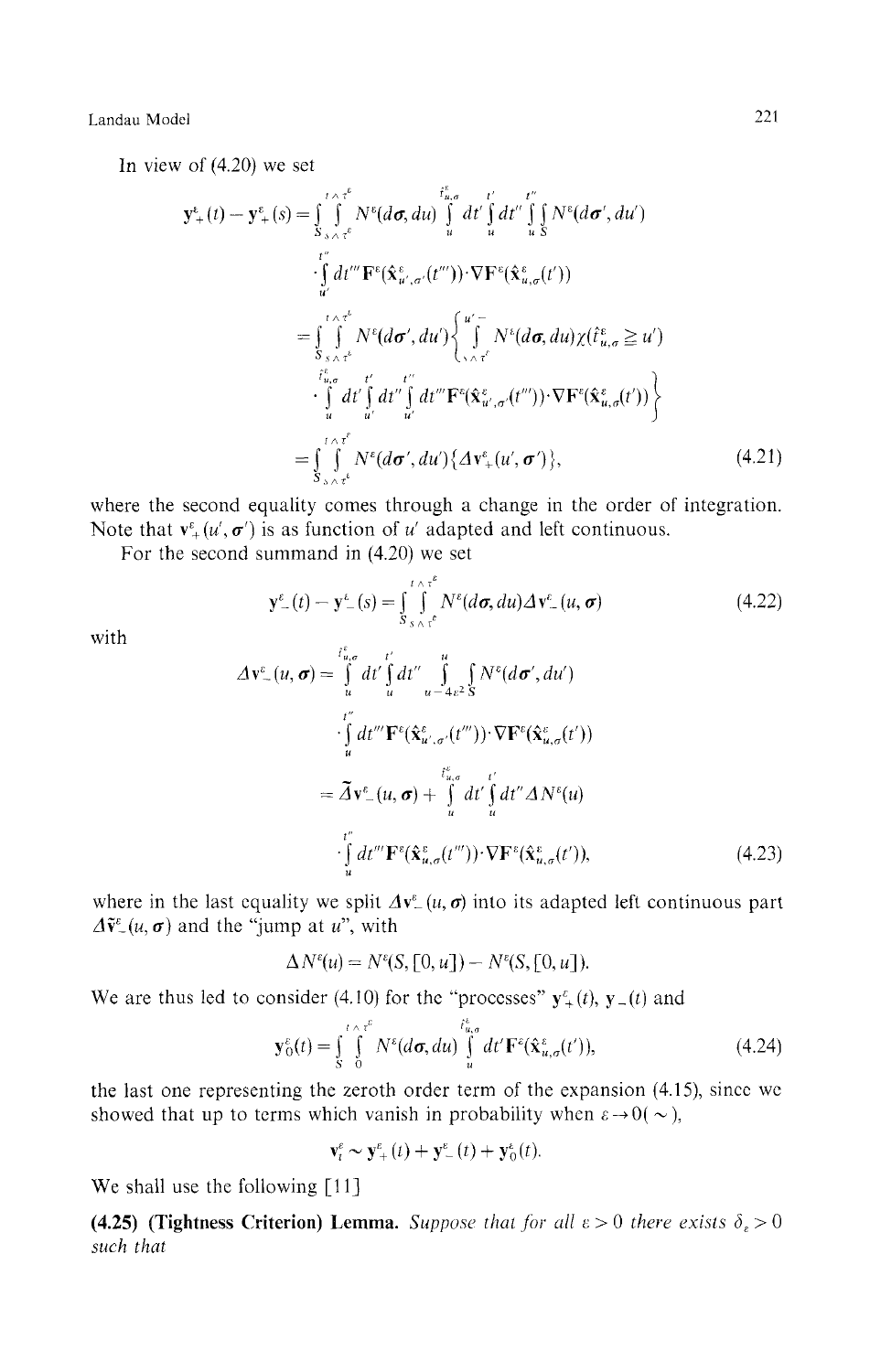In view of (4.20) we set

$$
\begin{aligned}
\mathbf{y}_+^\varepsilon(t) - \mathbf{y}_+^\varepsilon(s) &= \int_S \int_{s \wedge \tau^\varepsilon}^{t \wedge \tau^\varepsilon} N^\varepsilon(d\boldsymbol{\sigma}, du) \int_u^{\hat{t}^\varepsilon_{u,\sigma}} dt' \int_u^{t'} dt'' \int_u^{t''} \int_S N^\varepsilon(d\boldsymbol{\sigma}', du') \\
&\quad \cdot \int_{u'}^{t''} dt''' \mathbf{F}^\varepsilon(\hat{\mathbf{x}}^\varepsilon_{u',\sigma'}(t''')) \cdot \nabla \mathbf{F}^\varepsilon(\hat{\mathbf{x}}^\varepsilon_{u,\sigma}(t')) \\
&= \int_S \int_{s \wedge \tau^\varepsilon}^{t \wedge \tau^\varepsilon} N^\varepsilon(d\boldsymbol{\sigma}', du') \Bigg\{ \int_{s \wedge \tau^\varepsilon}^{u'-} \int N^\varepsilon(d\boldsymbol{\sigma}, du) \chi(\hat{t}^\varepsilon_{u,\sigma} \geqq u') \\
&\quad \cdot \int_u^{\hat{t}^\varepsilon_{u,\sigma}} dt' \int_{u'}^{t'} dt'' \int_{u'}^{t''} dt''' \mathbf{F}^\varepsilon(\hat{\mathbf{x}}^\varepsilon_{u',\sigma'}(t''')) \cdot \nabla \mathbf{F}^\varepsilon(\hat{\mathbf{x}}^\varepsilon_{u,\sigma}(t')) \Bigg\} \\
&= \int_S \int_{s \wedge \tau^\varepsilon}^{t \wedge \tau^\varepsilon} N^\varepsilon(d\boldsymbol{\sigma}', du') \{ \Delta \mathbf{v}_+^\varepsilon(u', \boldsymbol{\sigma}') \},
\end{aligned}
\tag{4.21}
$$

where the second equality comes through a change in the order of integration. Note that $\mathbf{v}_+^\varepsilon(u', \boldsymbol{\sigma}')$ is as function of $u'$ adapted and left continuous.

For the second summand in (4.20) we set

$$
\mathbf{y}_-^\varepsilon(t) - \mathbf{y}_-^\varepsilon(s) = \int_S \int_{s \wedge \tau^\varepsilon}^{t \wedge \tau^\varepsilon} N^\varepsilon(d\boldsymbol{\sigma}, du) \Delta \mathbf{v}_-^\varepsilon(u, \boldsymbol{\sigma})
\tag{4.22}
$$

with

$$
\begin{aligned}
\Delta \mathbf{v}_-^\varepsilon(u, \boldsymbol{\sigma}) &= \int_u^{\hat{t}^\varepsilon_{u,\sigma}} dt' \int_u^{t'} dt'' \int_{u-4\varepsilon^2}^{u} \int_S N^\varepsilon(d\boldsymbol{\sigma}', du') \\
&\quad \cdot \int_u^{t''} dt''' \mathbf{F}^\varepsilon(\hat{\mathbf{x}}^\varepsilon_{u',\sigma'}(t''')) \cdot \nabla \mathbf{F}^\varepsilon(\hat{\mathbf{x}}^\varepsilon_{u,\sigma}(t')) \\
&= \Delta \tilde{\mathbf{v}}_-^\varepsilon(u, \boldsymbol{\sigma}) + \int_u^{\hat{t}^\varepsilon_{u,\sigma}} dt' \int_u^{t'} dt'' \Delta N^\varepsilon(u) \\
&\quad \cdot \int_u^{t''} dt''' \mathbf{F}^\varepsilon(\hat{\mathbf{x}}^\varepsilon_{u,\sigma}(t''')) \cdot \nabla \mathbf{F}^\varepsilon(\hat{\mathbf{x}}^\varepsilon_{u,\sigma}(t')),
\end{aligned}
\tag{4.23}
$$

where in the last equality we split $\Delta \mathbf{v}_-^\varepsilon(u, \boldsymbol{\sigma})$ into its adapted left continuous part $\Delta \tilde{\mathbf{v}}_-^\varepsilon(u, \boldsymbol{\sigma})$ and the "jump at $u$", with

$$
\Delta N^\varepsilon(u) = N^\varepsilon(S, [0, u]) - N^\varepsilon(S, [0, u]).
$$

We are thus led to consider (4.10) for the "processes" $\mathbf{y}_+^\varepsilon(t)$, $\mathbf{y}_-(t)$ and

$$
\mathbf{y}_0^\varepsilon(t) = \int_S \int_0^{t \wedge \tau^\varepsilon} N^\varepsilon(d\boldsymbol{\sigma}, du) \int_u^{\hat{t}^\varepsilon_{u,\sigma}} dt' \mathbf{F}^\varepsilon(\hat{\mathbf{x}}^\varepsilon_{u,\sigma}(t')),
\tag{4.24}
$$

the last one representing the zeroth order term of the expansion (4.15), since we showed that up to terms which vanish in probability when $\varepsilon \to 0(\sim)$,

$$
\mathbf{v}_t^\varepsilon \sim \mathbf{y}_+^\varepsilon(t) + \mathbf{y}_-^\varepsilon(t) + \mathbf{y}_0^\varepsilon(t).
$$

We shall use the following [11]

**(4.25) (Tightness Criterion) Lemma.** *Suppose that for all $\varepsilon > 0$ there exists $\delta_\varepsilon > 0$ such that*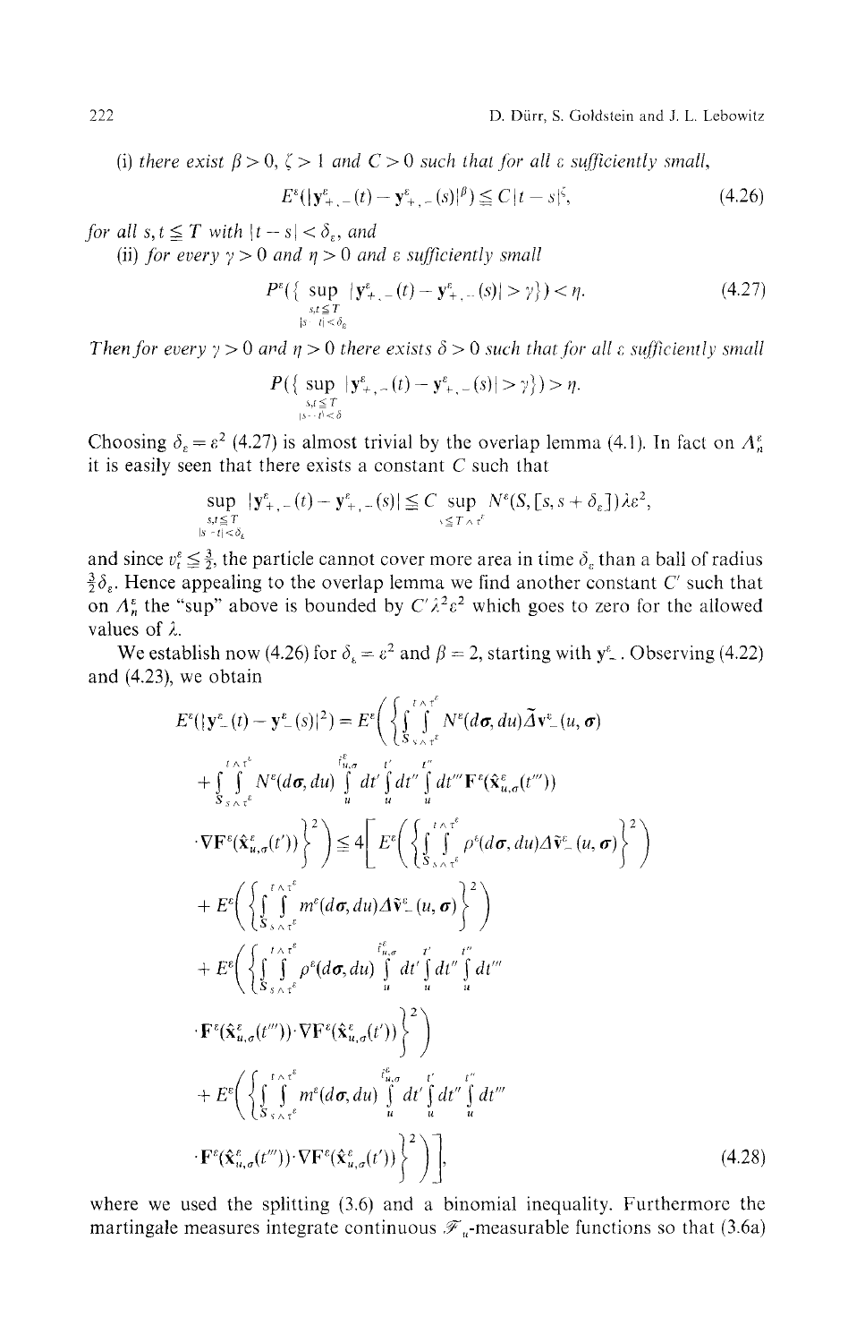(i) *there exist* $\beta > 0$, $\zeta > 1$ *and* $C > 0$ *such that for all* $\varepsilon$ *sufficiently small,*

$$E^\varepsilon(|\mathbf{y}^\varepsilon_{+,-}(t) - \mathbf{y}^\varepsilon_{+,-}(s)|^\beta) \leqq C|t-s|^\zeta, \tag{4.26}$$

*for all* $s, t \leqq T$ *with* $|t-s| < \delta_\varepsilon$, *and*

(ii) *for every* $\gamma > 0$ *and* $\eta > 0$ *and* $\varepsilon$ *sufficiently small*

$$P^\varepsilon(\{\sup_{\substack{s,t \leqq T \\ |s-t| < \delta_\varepsilon}} |\mathbf{y}^\varepsilon_{+,-}(t) - \mathbf{y}^\varepsilon_{+,-}(s)| > \gamma\}) < \eta. \tag{4.27}$$

*Then for every* $\gamma > 0$ *and* $\eta > 0$ *there exists* $\delta > 0$ *such that for all* $\varepsilon$ *sufficiently small*

$$P(\{\sup_{\substack{s,t \leqq T \\ |s-t| < \delta}} |\mathbf{y}^\varepsilon_{+,-}(t) - \mathbf{y}^\varepsilon_{+,-}(s)| > \gamma\}) > \eta.$$

Choosing $\delta_\varepsilon = \varepsilon^2$ (4.27) is almost trivial by the overlap lemma (4.1). In fact on $\Lambda^\varepsilon_n$ it is easily seen that there exists a constant $C$ such that

$$\sup_{\substack{s,t \leqq T \\ |s-t| < \delta_\varepsilon}} |\mathbf{y}^\varepsilon_{+,-}(t) - \mathbf{y}^\varepsilon_{+,-}(s)| \leqq C \sup_{s \leqq T \wedge \tau^\varepsilon} N^\varepsilon(S, [s, s+\delta_\varepsilon])\lambda\varepsilon^2,$$

and since $v^\varepsilon_t \leqq \frac{3}{2}$, the particle cannot cover more area in time $\delta_\varepsilon$ than a ball of radius $\frac{3}{2}\delta_\varepsilon$. Hence appealing to the overlap lemma we find another constant $C'$ such that on $\Lambda^\varepsilon_n$ the "sup" above is bounded by $C'\lambda^2\varepsilon^2$ which goes to zero for the allowed values of $\lambda$.

We establish now (4.26) for $\delta_\varepsilon = \varepsilon^2$ and $\beta = 2$, starting with $\mathbf{y}^\varepsilon_-$. Observing (4.22) and (4.23), we obtain

$$\begin{aligned}
E^\varepsilon(|\mathbf{y}^\varepsilon_-(t) - \mathbf{y}^\varepsilon_-(s)|^2) &= E^\varepsilon\Bigg(\Bigg\{\int_{s\wedge\tau^\varepsilon}^{t\wedge\tau^\varepsilon}\int_S N^\varepsilon(d\boldsymbol{\sigma}, du)\Delta\tilde{\mathbf{v}}^\varepsilon_-(u,\boldsymbol{\sigma}) \\
&\quad + \int_{s\wedge\tau^\varepsilon}^{t\wedge\tau^\varepsilon}\int_S N^\varepsilon(d\boldsymbol{\sigma}, du)\int_u^{t^\varepsilon_{u,\sigma}} dt' \int_u^{t'} dt'' \int_u^{t''} dt''' \mathbf{F}^\varepsilon(\hat{\mathbf{x}}^\varepsilon_{u,\sigma}(t''')) \\
&\quad \cdot \nabla\mathbf{F}^\varepsilon(\hat{\mathbf{x}}^\varepsilon_{u,\sigma}(t'))\Bigg\}^2\Bigg) \leqq 4\Bigg[E^\varepsilon\Bigg(\Bigg\{\int_{s\wedge\tau^\varepsilon}^{t\wedge\tau^\varepsilon}\int_S \rho^\varepsilon(d\boldsymbol{\sigma}, du)\Delta\tilde{\mathbf{v}}^\varepsilon_-(u,\boldsymbol{\sigma})\Bigg\}^2\Bigg) \\
&\quad + E^\varepsilon\Bigg(\Bigg\{\int_{s\wedge\tau^\varepsilon}^{t\wedge\tau^\varepsilon}\int_S m^\varepsilon(d\boldsymbol{\sigma}, du)\Delta\tilde{\mathbf{v}}^\varepsilon_-(u,\boldsymbol{\sigma})\Bigg\}^2\Bigg) \\
&\quad + E^\varepsilon\Bigg(\Bigg\{\int_{s\wedge\tau^\varepsilon}^{t\wedge\tau^\varepsilon}\int_S \rho^\varepsilon(d\boldsymbol{\sigma}, du)\int_u^{t^\varepsilon_{u,\sigma}} dt' \int_u^{t'} dt'' \int_u^{t''} dt''' \\
&\quad \cdot \mathbf{F}^\varepsilon(\hat{\mathbf{x}}^\varepsilon_{u,\sigma}(t''')) \cdot \nabla\mathbf{F}^\varepsilon(\hat{\mathbf{x}}^\varepsilon_{u,\sigma}(t'))\Bigg\}^2\Bigg) \\
&\quad + E^\varepsilon\Bigg(\Bigg\{\int_{s\wedge\tau^\varepsilon}^{t\wedge\tau^\varepsilon}\int_S m^\varepsilon(d\boldsymbol{\sigma}, du)\int_u^{t^\varepsilon_{u,\sigma}} dt' \int_u^{t'} dt'' \int_u^{t''} dt''' \\
&\quad \cdot \mathbf{F}^\varepsilon(\hat{\mathbf{x}}^\varepsilon_{u,\sigma}(t''')) \cdot \nabla\mathbf{F}^\varepsilon(\hat{\mathbf{x}}^\varepsilon_{u,\sigma}(t'))\Bigg\}^2\Bigg)\Bigg],
\end{aligned} \tag{4.28}$$

where we used the splitting (3.6) and a binomial inequality. Furthermore the martingale measures integrate continuous $\mathscr{F}_u$-measurable functions so that (3.6a)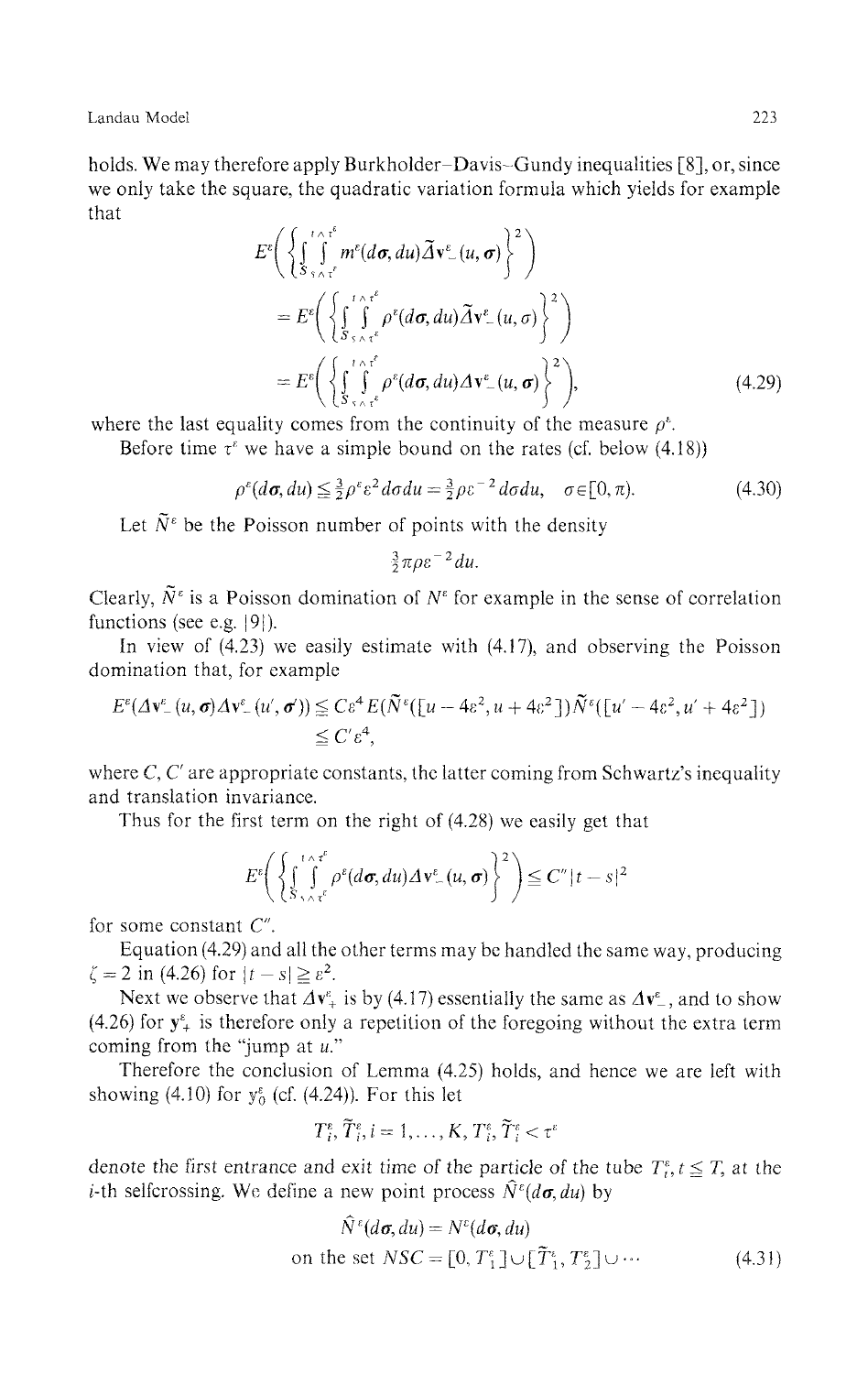holds. We may therefore apply Burkholder–Davis–Gundy inequalities [8], or, since we only take the square, the quadratic variation formula which yields for example that

$$E^{\varepsilon}\left(\left\{\int_{S\wedge\tau^{\varepsilon}}^{t\wedge\tau^{\varepsilon}}\int m^{\varepsilon}(d\sigma,du)\tilde{\Delta}\mathbf{v}_{-}^{\varepsilon}(u,\sigma)\right\}^2\right)$$

$$=E^{\varepsilon}\left(\left\{\int_{S\wedge\tau^{\varepsilon}}^{t\wedge\tau^{\varepsilon}}\int \rho^{\varepsilon}(d\sigma,du)\tilde{\Delta}\mathbf{v}_{-}^{\varepsilon}(u,\sigma)\right\}^2\right)$$

$$=E^{\varepsilon}\left(\left\{\int_{S\wedge\tau^{\varepsilon}}^{t\wedge\tau^{\varepsilon}}\int \rho^{\varepsilon}(d\sigma,du)\Delta\mathbf{v}_{-}^{\varepsilon}(u,\sigma)\right\}^2\right), \tag{4.29}$$

where the last equality comes from the continuity of the measure $\rho^{\varepsilon}$.

Before time $\tau^{\varepsilon}$ we have a simple bound on the rates (cf. below (4.18))

$$\rho^{\varepsilon}(d\sigma,du)\leq \tfrac{3}{2}\rho^{\varepsilon}\varepsilon^2 d\sigma du=\tfrac{3}{2}\rho\varepsilon^{-2}d\sigma du,\quad \sigma\in[0,\pi). \tag{4.30}$$

Let $\tilde{N}^{\varepsilon}$ be the Poisson number of points with the density

$$\tfrac{3}{2}\pi\rho\varepsilon^{-2}du.$$

Clearly, $\tilde{N}^{\varepsilon}$ is a Poisson domination of $N^{\varepsilon}$ for example in the sense of correlation functions (see e.g. [9]).

In view of (4.23) we easily estimate with (4.17), and observing the Poisson domination that, for example

$$E^{\varepsilon}(\Delta\mathbf{v}_{-}^{\varepsilon}(u,\sigma)\Delta\mathbf{v}_{-}^{\varepsilon}(u',\sigma'))\leq C\varepsilon^4 E(\tilde{N}^{\varepsilon}([u-4\varepsilon^2,u+4\varepsilon^2])\tilde{N}^{\varepsilon}([u'-4\varepsilon^2,u'+4\varepsilon^2])$$
$$\leq C'\varepsilon^4,$$

where $C, C'$ are appropriate constants, the latter coming from Schwartz's inequality and translation invariance.

Thus for the first term on the right of (4.28) we easily get that

$$E^{\varepsilon}\left(\left\{\int_{S\wedge\tau^{\varepsilon}}^{t\wedge\tau^{\varepsilon}}\int \rho^{\varepsilon}(d\sigma,du)\Delta\mathbf{v}_{-}^{\varepsilon}(u,\sigma)\right\}^2\right)\leq C''|t-s|^2$$

for some constant $C''$.

Equation (4.29) and all the other terms may be handled the same way, producing $\zeta=2$ in (4.26) for $|t-s|\geq\varepsilon^2$.

Next we observe that $\Delta\mathbf{v}_{+}^{\varepsilon}$ is by (4.17) essentially the same as $\Delta\mathbf{v}_{-}^{\varepsilon}$, and to show (4.26) for $\mathbf{y}_{+}^{\varepsilon}$ is therefore only a repetition of the foregoing without the extra term coming from the "jump at $u$."

Therefore the conclusion of Lemma (4.25) holds, and hence we are left with showing (4.10) for $\mathbf{y}_0^{\varepsilon}$ (cf. (4.24)). For this let

$$T_i^{\varepsilon},\tilde{T}_i^{\varepsilon}, i=1,\ldots,K, T_i^{\varepsilon},\tilde{T}_i^{\varepsilon}<\tau^{\varepsilon}$$

denote the first entrance and exit time of the particle of the tube $T_t^{\varepsilon}, t\leq T$, at the $i$-th selfcrossing. We define a new point process $\hat{N}^{\varepsilon}(d\sigma,du)$ by

$$\hat{N}^{\varepsilon}(d\sigma,du)=N^{\varepsilon}(d\sigma,du)$$
$$\text{on the set } NSC=[0,T_1^{\varepsilon}]\cup[\tilde{T}_1^{\varepsilon},T_2^{\varepsilon}]\cup\cdots \tag{4.31}$$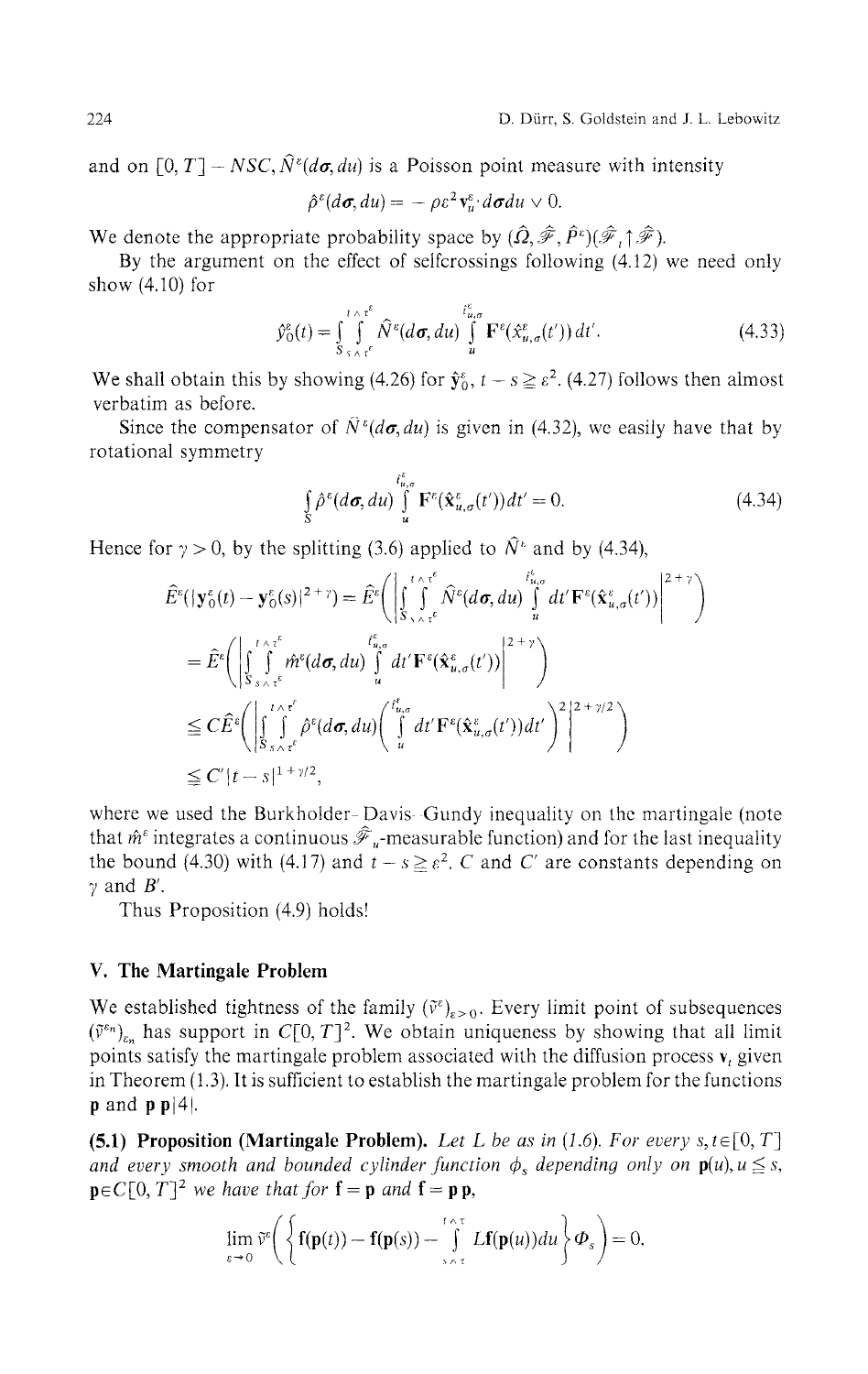and on $[0, T] - NSC$, $\hat{N}^\varepsilon(d\sigma, du)$ is a Poisson point measure with intensity

$$\hat{\rho}^\varepsilon(d\sigma, du) = -\rho\varepsilon^2 \mathbf{v}_u^\varepsilon \cdot d\sigma du \vee 0.$$

We denote the appropriate probability space by $(\hat{\Omega}, \hat{\mathscr{F}}, \hat{P}^\varepsilon)(\hat{\mathscr{F}}_t \uparrow \hat{\mathscr{F}})$.

By the argument on the effect of selfcrossings following (4.12) we need only show (4.10) for

$$\hat{y}_0^\varepsilon(t) = \int_{S}\int_{s \wedge \tau^\varepsilon}^{t \wedge \tau^\varepsilon} \hat{N}^\varepsilon(d\sigma, du) \int_u^{t_{u,\sigma}^\varepsilon} \mathbf{F}^\varepsilon(\hat{x}_{u,\sigma}^\varepsilon(t'))\, dt'. \tag{4.33}$$

We shall obtain this by showing (4.26) for $\hat{\mathbf{y}}_0^\varepsilon$, $t - s \geqq \varepsilon^2$. (4.27) follows then almost verbatim as before.

Since the compensator of $\hat{N}^\varepsilon(d\sigma, du)$ is given in (4.32), we easily have that by rotational symmetry

$$\int_S \hat{\rho}^\varepsilon(d\sigma, du) \int_u^{t_{u,\sigma}^\varepsilon} \mathbf{F}^\varepsilon(\hat{\mathbf{x}}_{u,\sigma}^\varepsilon(t'))dt' = 0. \tag{4.34}$$

Hence for $\gamma > 0$, by the splitting (3.6) applied to $\hat{N}^\varepsilon$ and by (4.34),

$$\begin{aligned}
\hat{E}^\varepsilon(|\mathbf{y}_0^\varepsilon(t) - \mathbf{y}_0^\varepsilon(s)|^{2+\gamma}) &= \hat{E}^\varepsilon\left(\left|\int_{S}\int_{s \wedge \tau^\varepsilon}^{t \wedge \tau^\varepsilon} \hat{N}^\varepsilon(d\sigma, du) \int_u^{t_{u,\sigma}^\varepsilon} dt' \mathbf{F}^\varepsilon(\hat{\mathbf{x}}_{u,\sigma}^\varepsilon(t'))\right|^{2+\gamma}\right) \\
&= \hat{E}^\varepsilon\left(\left|\int_{S}\int_{s \wedge \tau^\varepsilon}^{t \wedge \tau^\varepsilon} \hat{m}^\varepsilon(d\sigma, du) \int_u^{t_{u,\sigma}^\varepsilon} dt' \mathbf{F}^\varepsilon(\hat{\mathbf{x}}_{u,\sigma}^\varepsilon(t'))\right|^{2+\gamma}\right) \\
&\leqq C\hat{E}^\varepsilon\left(\left|\int_{S}\int_{s \wedge \tau^\varepsilon}^{t \wedge \tau^\varepsilon} \hat{\rho}^\varepsilon(d\sigma, du)\left(\int_u^{t_{u,\sigma}^\varepsilon} dt' \mathbf{F}^\varepsilon(\hat{\mathbf{x}}_{u,\sigma}^\varepsilon(t'))dt'\right)^2\right|^{2+\gamma/2}\right) \\
&\leqq C'|t - s|^{1+\gamma/2},
\end{aligned}$$

where we used the Burkholder–Davis–Gundy inequality on the martingale (note that $\hat{m}^\varepsilon$ integrates a continuous $\hat{\mathscr{F}}_u$-measurable function) and for the last inequality the bound (4.30) with (4.17) and $t - s \geqq \varepsilon^2$. $C$ and $C'$ are constants depending on $\gamma$ and $B'$.

Thus Proposition (4.9) holds!

## V. The Martingale Problem

We established tightness of the family $(\tilde{\nu}^\varepsilon)_{\varepsilon > 0}$. Every limit point of subsequences $(\tilde{\nu}^{\varepsilon_n})_{\varepsilon_n}$ has support in $C[0, T]^2$. We obtain uniqueness by showing that all limit points satisfy the martingale problem associated with the diffusion process $\mathbf{v}_t$ given in Theorem (1.3). It is sufficient to establish the martingale problem for the functions $\mathbf{p}$ and $\mathbf{p}\,\mathbf{p}|4|$.

**(5.1) Proposition (Martingale Problem).** *Let $L$ be as in (1.6). For every $s, t \in [0, T]$ and every smooth and bounded cylinder function $\Phi_s$ depending only on $\mathbf{p}(u), u \leqq s$, $\mathbf{p} \in C[0, T]^2$ we have that for $\mathbf{f} = \mathbf{p}$ and $\mathbf{f} = \mathbf{p}\,\mathbf{p}$,*

$$\lim_{\varepsilon \to 0} \tilde{\nu}^\varepsilon\left(\left\{\mathbf{f}(\mathbf{p}(t)) - \mathbf{f}(\mathbf{p}(s)) - \int_{s \wedge \tau}^{t \wedge \tau} L\mathbf{f}(\mathbf{p}(u))du\right\}\Phi_s\right) = 0.$$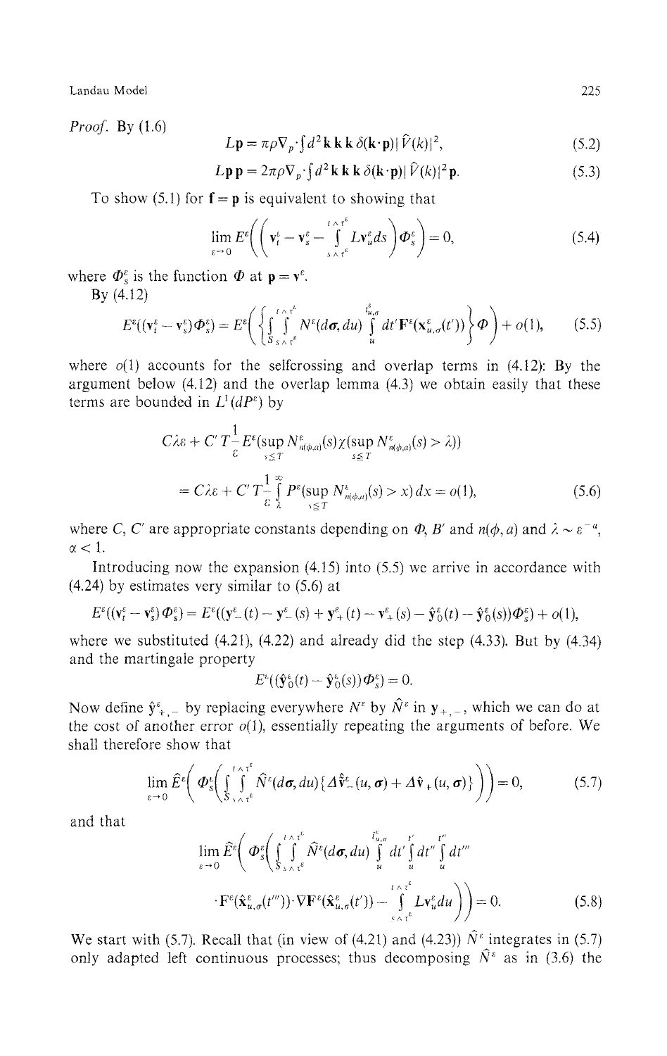*Proof.* By (1.6)

$$Lp = \pi\rho\nabla_p \cdot \int d^2\mathbf{k}\,\mathbf{k}\,\mathbf{k}\,\delta(\mathbf{k}\cdot\mathbf{p})|\hat{V}(k)|^2, \tag{5.2}$$

$$Lp\,\mathbf{p} = 2\pi\rho\nabla_p \cdot \int d^2\mathbf{k}\,\mathbf{k}\,\mathbf{k}\,\delta(\mathbf{k}\cdot\mathbf{p})|\hat{V}(k)|^2\mathbf{p}. \tag{5.3}$$

To show (5.1) for $\mathbf{f} = \mathbf{p}$ is equivalent to showing that

$$\lim_{\varepsilon \to 0} E^\varepsilon\left(\left(\mathbf{v}_t^\varepsilon - \mathbf{v}_s^\varepsilon - \int_{s\wedge\tau^\varepsilon}^{t\wedge\tau^\varepsilon} L\mathbf{v}_u^\varepsilon ds\right)\Phi_s^\varepsilon\right) = 0, \tag{5.4}$$

where $\Phi_s^\varepsilon$ is the function $\Phi$ at $\mathbf{p} = \mathbf{v}^\varepsilon$.

By (4.12)

$$E^\varepsilon((\mathbf{v}_t^\varepsilon - \mathbf{v}_s^\varepsilon)\Phi_s^\varepsilon) = E^\varepsilon\left(\left\{\int_S \int_{s\wedge\tau^\varepsilon}^{t\wedge\tau^\varepsilon} N^\varepsilon(d\sigma, du) \int_u^{t_{u,\sigma}^\varepsilon} dt' \mathbf{F}^\varepsilon(\mathbf{x}_{u,\sigma}^\varepsilon(t'))\right\}\Phi\right) + o(1), \tag{5.5}$$

where $o(1)$ accounts for the selfcrossing and overlap terms in (4.12): By the argument below (4.12) and the overlap lemma (4.3) we obtain easily that these terms are bounded in $L^1(dP^\varepsilon)$ by

$$\begin{aligned}
&C\lambda\varepsilon + C'T\frac{1}{\varepsilon}E^\varepsilon(\sup_{s\leq T} N_{n(\phi,a)}^\varepsilon(s)\chi(\sup_{s\leq T} N_{n(\phi,a)}^\varepsilon(s) > \lambda)) \\
&= C\lambda\varepsilon + C'T\frac{1}{\varepsilon}\int_\lambda^\infty P^\varepsilon(\sup_{s\leq T} N_{n(\phi,a)}^\varepsilon(s) > x)\,dx = o(1),
\end{aligned} \tag{5.6}$$

where $C$, $C'$ are appropriate constants depending on $\Phi$, $B'$ and $n(\phi, a)$ and $\lambda \sim \varepsilon^{-\alpha}$, $\alpha < 1$.

Introducing now the expansion (4.15) into (5.5) we arrive in accordance with (4.24) by estimates very similar to (5.6) at

$$E^\varepsilon((\mathbf{v}_t^\varepsilon - \mathbf{v}_s^\varepsilon)\Phi_s^\varepsilon) = E^\varepsilon((\mathbf{y}_-^\varepsilon(t) - \mathbf{y}_-^\varepsilon(s) + \mathbf{y}_+^\varepsilon(t) - \mathbf{v}_+^\varepsilon(s) - \hat{\mathbf{y}}_0^\varepsilon(t) - \hat{\mathbf{y}}_0^\varepsilon(s))\Phi_s^\varepsilon) + o(1),$$

where we substituted (4.21), (4.22) and already did the step (4.33). But by (4.34) and the martingale property

$$E^\varepsilon((\hat{\mathbf{y}}_0^\varepsilon(t) - \hat{\mathbf{y}}_0^\varepsilon(s))\Phi_s^\varepsilon) = 0.$$

Now define $\hat{\mathbf{y}}_{+,-}^\varepsilon$ by replacing everywhere $N^\varepsilon$ by $\hat{N}^\varepsilon$ in $\mathbf{y}_{+,-}$, which we can do at the cost of another error $o(1)$, essentially repeating the arguments of before. We shall therefore show that

$$\lim_{\varepsilon\to 0} \hat{E}^\varepsilon\left(\Phi_s^\varepsilon\left(\int_S \int_{s\wedge\tau^\varepsilon}^{t\wedge\tau^\varepsilon} \hat{N}^\varepsilon(d\sigma, du)\{\Delta\hat{\mathbf{v}}_-^\varepsilon(u, \boldsymbol{\sigma}) + \Delta\hat{\mathbf{v}}_+(u, \boldsymbol{\sigma})\}\right)\right) = 0, \tag{5.7}$$

and that

$$\begin{aligned}
\lim_{\varepsilon\to 0} \hat{E}^\varepsilon\Bigg(\Phi_s^\varepsilon\Bigg(&\int_S \int_{s\wedge\tau^\varepsilon}^{t\wedge\tau^\varepsilon} \hat{N}^\varepsilon(d\sigma, du) \int_u^{t_{u,\sigma}^\varepsilon} dt' \int_u^{t'} dt'' \int_u^{t''} dt''' \\
&\cdot \mathbf{F}^\varepsilon(\hat{\mathbf{x}}_{u,\sigma}^\varepsilon(t'''))\cdot\nabla\mathbf{F}^\varepsilon(\hat{\mathbf{x}}_{u,\sigma}^\varepsilon(t')) - \int_{s\wedge\tau^\varepsilon}^{t\wedge\tau^\varepsilon} L\mathbf{v}_u^\varepsilon du\Bigg)\Bigg) = 0.
\end{aligned} \tag{5.8}$$

We start with (5.7). Recall that (in view of (4.21) and (4.23)) $\hat{N}^\varepsilon$ integrates in (5.7) only adapted left continuous processes; thus decomposing $\hat{N}^\varepsilon$ as in (3.6) the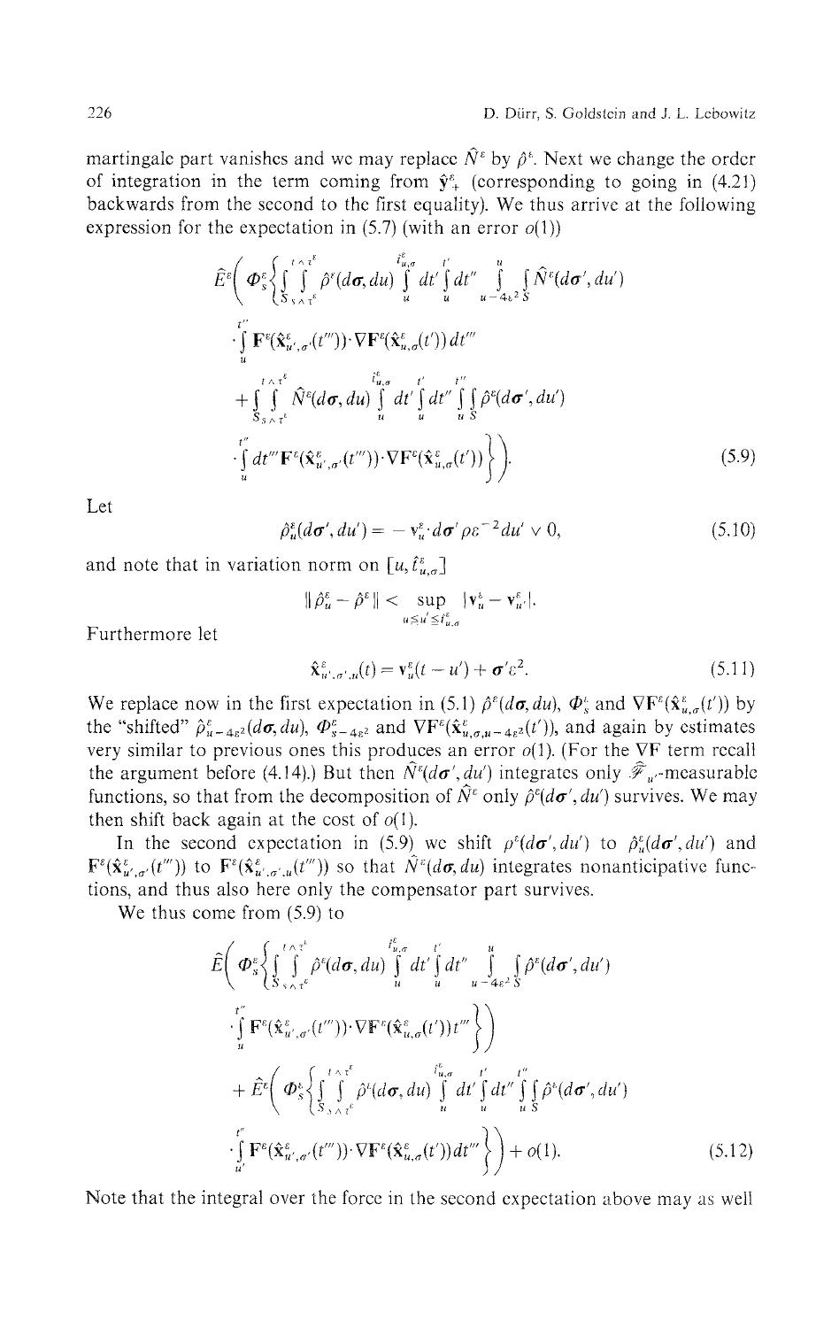martingale part vanishes and we may replace $\hat{N}^\varepsilon$ by $\hat{\rho}^\varepsilon$. Next we change the order of integration in the term coming from $\hat{\mathbf{y}}^\varepsilon_+$ (corresponding to going in (4.21) backwards from the second to the first equality). We thus arrive at the following expression for the expectation in (5.7) (with an error $o(1)$)

$$\hat{E}^\varepsilon\Bigg(\Phi^\varepsilon_s\Bigg\{\int_{S_{s\wedge\tau^\varepsilon}}^{t\wedge\tau^\varepsilon}\int \hat{\rho}^\varepsilon(d\boldsymbol{\sigma},du)\int_u^{\hat{t}^\varepsilon_{u,\sigma}} dt'\int_u^{t'} dt''\int_{u-4\varepsilon^2}^{u}\int_S \hat{N}^\varepsilon(d\boldsymbol{\sigma}',du')$$

$$\cdot\int_u^{t''}\mathbf{F}^\varepsilon(\hat{\mathbf{x}}^\varepsilon_{u',\sigma'}(t'''))\cdot\nabla\mathbf{F}^\varepsilon(\hat{\mathbf{x}}^\varepsilon_{u,\sigma}(t'))\,dt'''$$

$$+\int_{S_{s\wedge\tau^\varepsilon}}^{t\wedge\tau^\varepsilon}\int \hat{N}^\varepsilon(d\boldsymbol{\sigma},du)\int_u^{\hat{t}^\varepsilon_{u,\sigma}} dt'\int_u^{t'} dt''\int_u^{t''}\int_S \hat{\rho}^\varepsilon(d\boldsymbol{\sigma}',du')$$

$$\cdot\int_u^{t''} dt'''\mathbf{F}^\varepsilon(\hat{\mathbf{x}}^\varepsilon_{u',\sigma'}(t'''))\cdot\nabla\mathbf{F}^\varepsilon(\hat{\mathbf{x}}^\varepsilon_{u,\sigma}(t'))\Bigg\}\Bigg). \tag{5.9}$$

Let

$$\hat{\rho}^\varepsilon_u(d\boldsymbol{\sigma}',du') = -\mathbf{v}^\varepsilon_u\cdot d\boldsymbol{\sigma}'\rho\varepsilon^{-2}du'\vee 0, \tag{5.10}$$

and note that in variation norm on $[u,\hat{t}^\varepsilon_{u,\sigma}]$

$$\|\hat{\rho}^\varepsilon_u-\hat{\rho}^\varepsilon\|<\sup_{u\le u'\le \hat{t}^\varepsilon_{u,\sigma}}|\mathbf{v}^\varepsilon_u-\mathbf{v}^\varepsilon_{u'}|.$$

Furthermore let

$$\hat{\mathbf{x}}^\varepsilon_{u',\sigma',u}(t)=\mathbf{v}^\varepsilon_u(t-u')+\boldsymbol{\sigma}'\varepsilon^2. \tag{5.11}$$

We replace now in the first expectation in (5.1) $\hat{\rho}^\varepsilon(d\boldsymbol{\sigma},du)$, $\Phi^\varepsilon_s$ and $\nabla\mathbf{F}^\varepsilon(\hat{\mathbf{x}}^\varepsilon_{u,\sigma}(t'))$ by the "shifted" $\hat{\rho}^\varepsilon_{u-4\varepsilon^2}(d\boldsymbol{\sigma},du)$, $\Phi^\varepsilon_{s-4\varepsilon^2}$ and $\nabla\mathbf{F}^\varepsilon(\hat{\mathbf{x}}^\varepsilon_{u,\sigma,u-4\varepsilon^2}(t'))$, and again by estimates very similar to previous ones this produces an error $o(1)$. (For the $\nabla\mathbf{F}$ term recall the argument before (4.14).) But then $\hat{N}^\varepsilon(d\boldsymbol{\sigma}',du')$ integrates only $\mathscr{F}_{u'}$-measurable functions, so that from the decomposition of $\hat{N}^\varepsilon$ only $\hat{\rho}^\varepsilon(d\boldsymbol{\sigma}',du')$ survives. We may then shift back again at the cost of $o(1)$.

In the second expectation in (5.9) we shift $\rho^\varepsilon(d\boldsymbol{\sigma}',du')$ to $\hat{\rho}^\varepsilon_u(d\boldsymbol{\sigma}',du')$ and $\mathbf{F}^\varepsilon(\hat{\mathbf{x}}^\varepsilon_{u',\sigma'}(t'''))$ to $\mathbf{F}^\varepsilon(\hat{\mathbf{x}}^\varepsilon_{u',\sigma',u}(t'''))$ so that $\hat{N}^\varepsilon(d\boldsymbol{\sigma},du)$ integrates nonanticipative functions, and thus also here only the compensator part survives.

We thus come from (5.9) to

$$\hat{E}\Bigg(\Phi^\varepsilon_s\Bigg\{\int_{S_{s\wedge\tau^\varepsilon}}^{t\wedge\tau^\varepsilon}\int \hat{\rho}^\varepsilon(d\boldsymbol{\sigma},du)\int_u^{\hat{t}^\varepsilon_{u,\sigma}} dt'\int_u^{t'} dt''\int_{u-4\varepsilon^2}^{u}\int_S \hat{\rho}^\varepsilon(d\boldsymbol{\sigma}',du')$$

$$\cdot\int_u^{t''}\mathbf{F}^\varepsilon(\hat{\mathbf{x}}^\varepsilon_{u',\sigma'}(t'''))\cdot\nabla\mathbf{F}^\varepsilon(\hat{\mathbf{x}}^\varepsilon_{u,\sigma}(t'))t'''\Bigg\}\Bigg)$$

$$+\hat{E}^\varepsilon\Bigg(\Phi^\varepsilon_s\Bigg\{\int_{S_{s\wedge\tau^\varepsilon}}^{t\wedge\tau^\varepsilon}\int \hat{\rho}^\varepsilon(d\boldsymbol{\sigma},du)\int_u^{\hat{t}^\varepsilon_{u,\sigma}} dt'\int_u^{t'} dt''\int_u^{t''}\int_S \hat{\rho}^\varepsilon(d\boldsymbol{\sigma}',du')$$

$$\cdot\int_{u'}^{t''}\mathbf{F}^\varepsilon(\hat{\mathbf{x}}^\varepsilon_{u',\sigma'}(t'''))\cdot\nabla\mathbf{F}^\varepsilon(\hat{\mathbf{x}}^\varepsilon_{u,\sigma}(t'))dt'''\Bigg\}\Bigg)+o(1). \tag{5.12}$$

Note that the integral over the force in the second expectation above may as well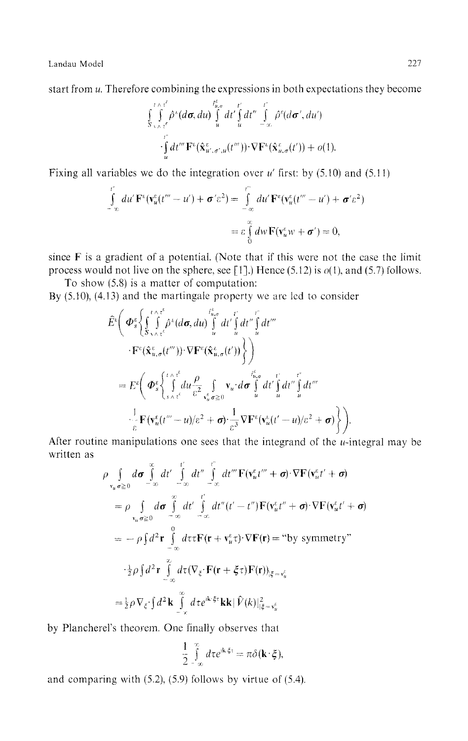start from $u$. Therefore combining the expressions in both expectations they become

$$\int_{S_s\wedge\tau^\varepsilon}^{t\wedge\tau^\varepsilon}\int \hat{\rho}^\varepsilon(d\boldsymbol{\sigma},du)\int_u^{t^\varepsilon_{u,\sigma}} dt'\int_u^{t'} dt''\int_{-\infty}^{t''}\hat{\rho}^\varepsilon(d\boldsymbol{\sigma}',du')$$

$$\cdot\int_u^{t''} dt'''\,\mathbf{F}^\varepsilon(\hat{\mathbf{x}}^\varepsilon_{u',\sigma',u}(t'''))\cdot\nabla\mathbf{F}^\varepsilon(\hat{\mathbf{x}}^\varepsilon_{u,\sigma}(t'))+o(1).$$

Fixing all variables we do the integration over $u'$ first: by (5.10) and (5.11)

$$\int_{-\infty}^{t''} du'\,\mathbf{F}^\varepsilon(\mathbf{v}^\varepsilon_u(t'''-u')+\boldsymbol{\sigma}'\varepsilon^2)=\int_{-\infty}^{t'''} du'\,\mathbf{F}^\varepsilon(\mathbf{v}^\varepsilon_u(t'''-u')+\boldsymbol{\sigma}'\varepsilon^2)$$

$$=\varepsilon\int_0^\infty dw\,\mathbf{F}(\mathbf{v}^\varepsilon_u w+\boldsymbol{\sigma}')=0,$$

since $\mathbf{F}$ is a gradient of a potential. (Note that if this were not the case the limit process would not live on the sphere, see [1].) Hence (5.12) is $o(1)$, and (5.7) follows.

To show (5.8) is a matter of computation:
By (5.10), (4.13) and the martingale property we are led to consider

$$\hat{E}^\varepsilon\left(\Phi^\varepsilon_s\left\{\int_{S_s\wedge\tau^\varepsilon}^{t\wedge\tau^\varepsilon}\int \hat{\rho}^\varepsilon(d\boldsymbol{\sigma},du)\int_u^{t^\varepsilon_{u,\sigma}} dt'\int_u^{t'} dt''\int_u^{t''} dt'''\right.\right.$$

$$\left.\left.\cdot\,\mathbf{F}^\varepsilon(\hat{\mathbf{x}}^\varepsilon_{u,\sigma}(t'''))\cdot\nabla\mathbf{F}^\varepsilon(\hat{\mathbf{x}}^\varepsilon_{u,\sigma}(t'))\right\}\right)$$

$$=E^\varepsilon\left(\Phi^\varepsilon_s\left\{\int_{s\wedge\tau^\varepsilon}^{t\wedge\tau^\varepsilon} du\frac{\rho}{\varepsilon^2}\int_{\mathbf{v}^\varepsilon_u\cdot\sigma\geqq 0}\mathbf{v}_u\cdot d\boldsymbol{\sigma}\int_u^{t^\varepsilon_{u,\sigma}} dt'\int_u^{t'} dt''\int_u^{t''} dt'''\right.\right.$$

$$\left.\left.\cdot\frac{1}{\varepsilon}\mathbf{F}(\mathbf{v}^\varepsilon_u(t'''-u)/\varepsilon^2+\boldsymbol{\sigma})\cdot\frac{1}{\varepsilon^3}\nabla\mathbf{F}^\varepsilon(\mathbf{v}^\varepsilon_u(t'-u)/\varepsilon^2+\boldsymbol{\sigma})\right\}\right).$$

After routine manipulations one sees that the integrand of the $u$-integral may be written as

$$\rho\int_{\mathbf{v}_u\cdot\sigma\geqq 0} d\boldsymbol{\sigma}\int_{-\infty}^{\infty} dt'\int_{-\infty}^{t'} dt''\int_{-\infty}^{t''} dt'''\,\mathbf{F}(\mathbf{v}^\varepsilon_u t'''+\boldsymbol{\sigma})\cdot\nabla\mathbf{F}(\mathbf{v}^\varepsilon_u t'+\boldsymbol{\sigma})$$

$$=\rho\int_{\mathbf{v}_u\cdot\sigma\geqq 0} d\boldsymbol{\sigma}\int_{-\infty}^{\infty} dt'\int_{-\infty}^{t'} dt''(t'-t'')\mathbf{F}(\mathbf{v}^\varepsilon_u t''+\boldsymbol{\sigma})\cdot\nabla\mathbf{F}(\mathbf{v}^\varepsilon_u t'+\boldsymbol{\sigma})$$

$$=-\rho\int d^2\mathbf{r}\int_{-\infty}^{0} d\tau\,\tau\mathbf{F}(\mathbf{r}+\mathbf{v}^\varepsilon_u\tau)\cdot\nabla\mathbf{F}(\mathbf{r})=\text{“by symmetry”}$$

$$\cdot\tfrac{1}{2}\rho\int d^2\mathbf{r}\int_{-\infty}^{\infty} d\tau(\nabla_\xi\cdot\mathbf{F}(\mathbf{r}+\boldsymbol{\xi}\tau)\mathbf{F}(\mathbf{r}))_{|\xi=\mathbf{v}^\varepsilon_u}$$

$$=\tfrac{1}{2}\rho\nabla_\xi\cdot\int d^2\mathbf{k}\int_{-\infty}^{\infty} d\tau e^{i\mathbf{k}\cdot\xi\tau}\mathbf{k}\mathbf{k}|\hat{V}(k)|^2_{|\xi=\mathbf{v}^\varepsilon_u}$$

by Plancherel's theorem. One finally observes that

$$\frac{1}{2}\int_{-\infty}^{\infty} d\tau e^{i\mathbf{k}\cdot\xi\tau}=\pi\delta(\mathbf{k}\cdot\boldsymbol{\xi}),$$

and comparing with (5.2), (5.9) follows by virtue of (5.4).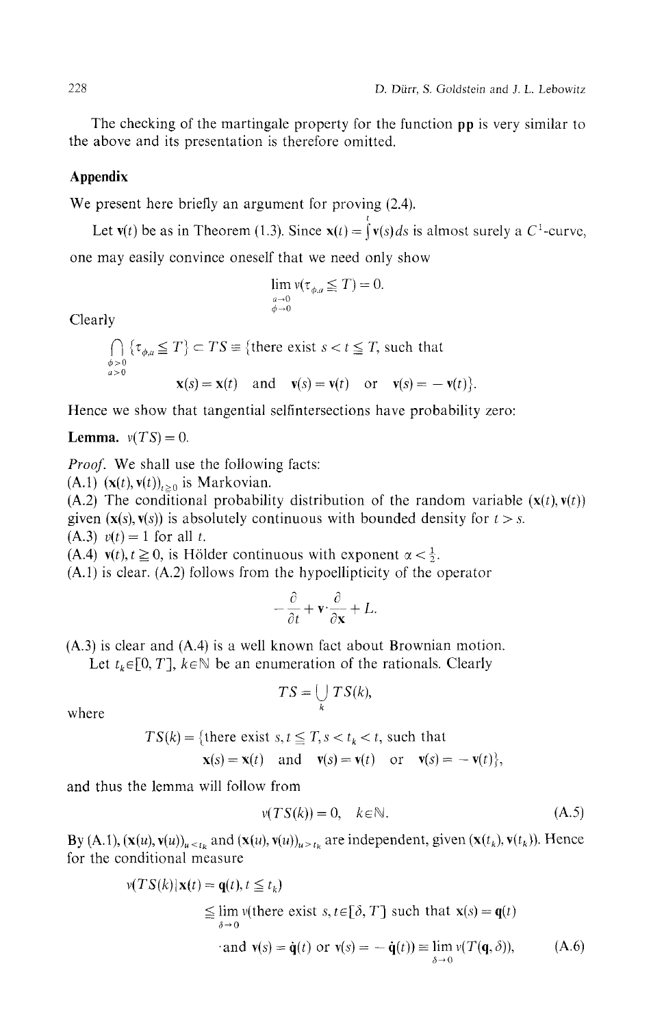The checking of the martingale property for the function **pp** is very similar to the above and its presentation is therefore omitted.

## Appendix

We present here briefly an argument for proving (2.4).

Let $\mathbf{v}(t)$ be as in Theorem (1.3). Since $\mathbf{x}(t) = \int^{t} \mathbf{v}(s)ds$ is almost surely a $C^1$-curve, one may easily convince oneself that we need only show

$$\lim_{\substack{a \to 0 \\ \phi \to 0}} \nu(\tau_{\phi,a} \leqq T) = 0.$$

Clearly

$$\bigcap_{\substack{\phi > 0 \\ a > 0}} \{\tau_{\phi,a} \leqq T\} \subset TS \equiv \{\text{there exist } s < t \leqq T, \text{ such that } \mathbf{x}(s) = \mathbf{x}(t) \text{ and } \mathbf{v}(s) = \mathbf{v}(t) \text{ or } \mathbf{v}(s) = -\mathbf{v}(t)\}.$$

Hence we show that tangential selfintersections have probability zero:

**Lemma.** $\nu(TS) = 0$.

*Proof.* We shall use the following facts:

(A.1) $(\mathbf{x}(t), \mathbf{v}(t))_{t \geqq 0}$ is Markovian.

(A.2) The conditional probability distribution of the random variable $(\mathbf{x}(t), \mathbf{v}(t))$ given $(\mathbf{x}(s), \mathbf{v}(s))$ is absolutely continuous with bounded density for $t > s$.

(A.3) $v(t) = 1$ for all $t$.

(A.4) $\mathbf{v}(t), t \geqq 0$, is Hölder continuous with exponent $\alpha < \frac{1}{2}$.

(A.1) is clear. (A.2) follows from the hypoellipticity of the operator

$$-\frac{\partial}{\partial t} + \mathbf{v} \cdot \frac{\partial}{\partial \mathbf{x}} + L.$$

(A.3) is clear and (A.4) is a well known fact about Brownian motion.

Let $t_k \in [0, T]$, $k \in \mathbb{N}$ be an enumeration of the rationals. Clearly

$$TS = \bigcup_k TS(k),$$

where

$$TS(k) = \{\text{there exist } s, t \leqq T, s < t_k < t, \text{ such that } \mathbf{x}(s) = \mathbf{x}(t) \text{ and } \mathbf{v}(s) = \mathbf{v}(t) \text{ or } \mathbf{v}(s) = -\mathbf{v}(t)\},$$

and thus the lemma will follow from

$$\nu(TS(k)) = 0, \quad k \in \mathbb{N}. \tag{A.5}$$

By (A.1), $(\mathbf{x}(u), \mathbf{v}(u))_{u < t_k}$ and $(\mathbf{x}(u), \mathbf{v}(u))_{u > t_k}$ are independent, given $(\mathbf{x}(t_k), \mathbf{v}(t_k))$. Hence for the conditional measure

$$\begin{aligned} &\nu(TS(k) \mid \mathbf{x}(t) = \mathbf{q}(t), t \leqq t_k) \\ &\quad \leqq \lim_{\delta \to 0} \nu(\text{there exist } s, t \in [\delta, T] \text{ such that } \mathbf{x}(s) = \mathbf{q}(t) \\ &\qquad \text{and } \mathbf{v}(s) = \dot{\mathbf{q}}(t) \text{ or } \mathbf{v}(s) = -\dot{\mathbf{q}}(t)) \equiv \lim_{\delta \to 0} \nu(T(\mathbf{q}, \delta)), \end{aligned} \tag{A.6}$$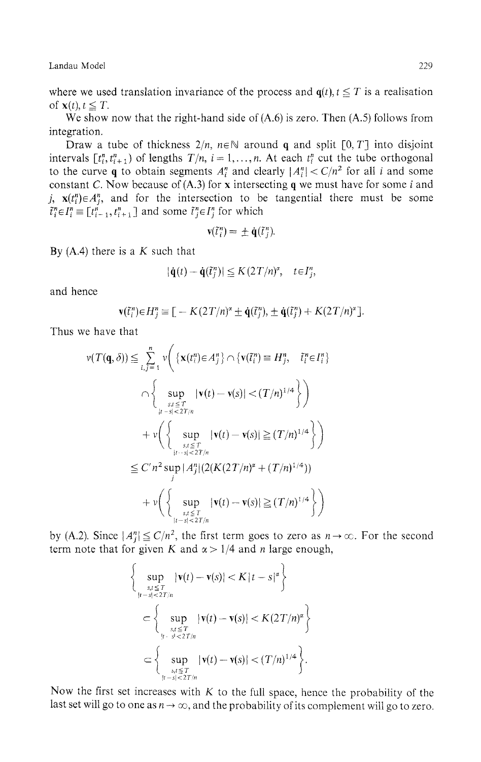where we used translation invariance of the process and $\mathbf{q}(t), t \leqq T$ is a realisation of $\mathbf{x}(t), t \leqq T$.

We show now that the right-hand side of (A.6) is zero. Then (A.5) follows from integration.

Draw a tube of thickness $2/n$, $n \in \mathbb{N}$ around $\mathbf{q}$ and split $[0, T]$ into disjoint intervals $[t_i^n, t_{i+1}^n)$ of lengths $T/n$, $i = 1, \ldots, n$. At each $t_i^n$ cut the tube orthogonal to the curve $\mathbf{q}$ to obtain segments $A_i^n$ and clearly $|A_i^n| < C/n^2$ for all $i$ and some constant $C$. Now because of (A.3) for $\mathbf{x}$ intersecting $\mathbf{q}$ we must have for some $i$ and $j$, $\mathbf{x}(t_i^n) \in A_j^n$, and for the intersection to be tangential there must be some $\tilde{t}_i^n \in I_i^n \equiv [t_{i-1}^n, t_{i+1}^n]$ and some $\tilde{t}_j^n \in I_j^n$ for which

$$\mathbf{v}(\tilde{t}_i^n) = \pm \dot{\mathbf{q}}(\tilde{t}_j^n).$$

By (A.4) there is a $K$ such that

$$|\dot{\mathbf{q}}(t) - \dot{\mathbf{q}}(\tilde{t}_j^n)| \leqq K(2T/n)^\alpha, \quad t \in I_j^n,$$

and hence

$$\mathbf{v}(\tilde{t}_i^n) \in H_j^n \equiv [-K(2T/n)^\alpha \pm \dot{\mathbf{q}}(\tilde{t}_j^n), \pm \dot{\mathbf{q}}(\tilde{t}_j^n) + K(2T/n)^\alpha].$$

Thus we have that

$$\begin{aligned}
v(T(\mathbf{q}, \delta)) &\leqq \sum_{i,j=1}^{n} v\Bigg( \{\mathbf{x}(t_i^n) \in A_j^n\} \cap \{\mathbf{v}(\tilde{t}_i^n) \equiv H_j^n, \ \tilde{t}_i^n \in I_i^n\} \\
&\qquad \cap \Bigg\{ \sup_{\substack{s,t \leqq T \\ |t-s| < 2T/n}} |\mathbf{v}(t) - \mathbf{v}(s)| < (T/n)^{1/4} \Bigg\} \Bigg) \\
&\quad + v\Bigg( \Bigg\{ \sup_{\substack{s,t \leqq T \\ |t-s| < 2T/n}} |\mathbf{v}(t) - \mathbf{v}(s)| \geqq (T/n)^{1/4} \Bigg\} \Bigg) \\
&\leqq C' n^2 \sup_j |A_j^n| (2(K(2T/n)^\alpha + (T/n)^{1/4})) \\
&\quad + v\Bigg( \Bigg\{ \sup_{\substack{s,t \leqq T \\ |t-s| < 2T/n}} |\mathbf{v}(t) - \mathbf{v}(s)| \geqq (T/n)^{1/4} \Bigg\} \Bigg)
\end{aligned}$$

by (A.2). Since $|A_j^n| \leqq C/n^2$, the first term goes to zero as $n \to \infty$. For the second term note that for given $K$ and $\alpha > 1/4$ and $n$ large enough,

$$\begin{aligned}
&\Bigg\{ \sup_{\substack{s,t \leqq T \\ |t-s| < 2T/n}} |\mathbf{v}(t) - \mathbf{v}(s)| < K|t-s|^\alpha \Bigg\} \\
&\subset \Bigg\{ \sup_{\substack{s,t \leqq T \\ |t-s| < 2T/n}} |\mathbf{v}(t) - \mathbf{v}(s)| < K(2T/n)^\alpha \Bigg\} \\
&\subset \Bigg\{ \sup_{\substack{s,t \leqq T \\ |t-s| < 2T/n}} |\mathbf{v}(t) - \mathbf{v}(s)| < (T/n)^{1/4} \Bigg\}.
\end{aligned}$$

Now the first set increases with $K$ to the full space, hence the probability of the last set will go to one as $n \to \infty$, and the probability of its complement will go to zero.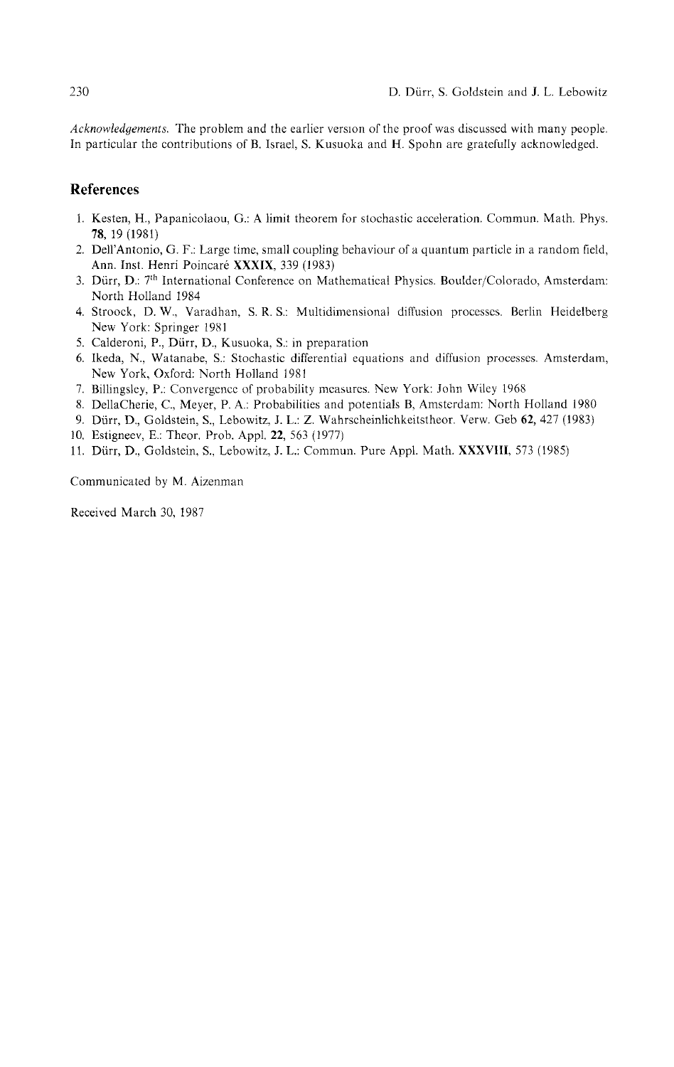*Acknowledgements.* The problem and the earlier version of the proof was discussed with many people. In particular the contributions of B. Israel, S. Kusuoka and H. Spohn are gratefully acknowledged.

## References

1. Kesten, H., Papanicolaou, G.: A limit theorem for stochastic acceleration. Commun. Math. Phys. **78**, 19 (1981)
2. Dell'Antonio, G. F.: Large time, small coupling behaviour of a quantum particle in a random field, Ann. Inst. Henri Poincaré **XXXIX**, 339 (1983)
3. Dürr, D.: 7[th] International Conference on Mathematical Physics. Boulder/Colorado, Amsterdam: North Holland 1984
4. Stroock, D. W., Varadhan, S. R. S.: Multidimensional diffusion processes. Berlin Heidelberg New York: Springer 1981
5. Calderoni, P., Dürr, D., Kusuoka, S.: in preparation
6. Ikeda, N., Watanabe, S.: Stochastic differential equations and diffusion processes. Amsterdam, New York, Oxford: North Holland 1981
7. Billingsley, P.: Convergence of probability measures. New York: John Wiley 1968
8. DellaCherie, C., Meyer, P. A.: Probabilities and potentials B, Amsterdam: North Holland 1980
9. Dürr, D., Goldstein, S., Lebowitz, J. L.: Z. Wahrscheinlichkeitstheor. Verw. Geb **62**, 427 (1983)
10. Estigneev, E.: Theor. Prob. Appl. **22**, 563 (1977)
11. Dürr, D., Goldstein, S., Lebowitz, J. L.: Commun. Pure Appl. Math. **XXXVIII**, 573 (1985)

Communicated by M. Aizenman

Received March 30, 1987